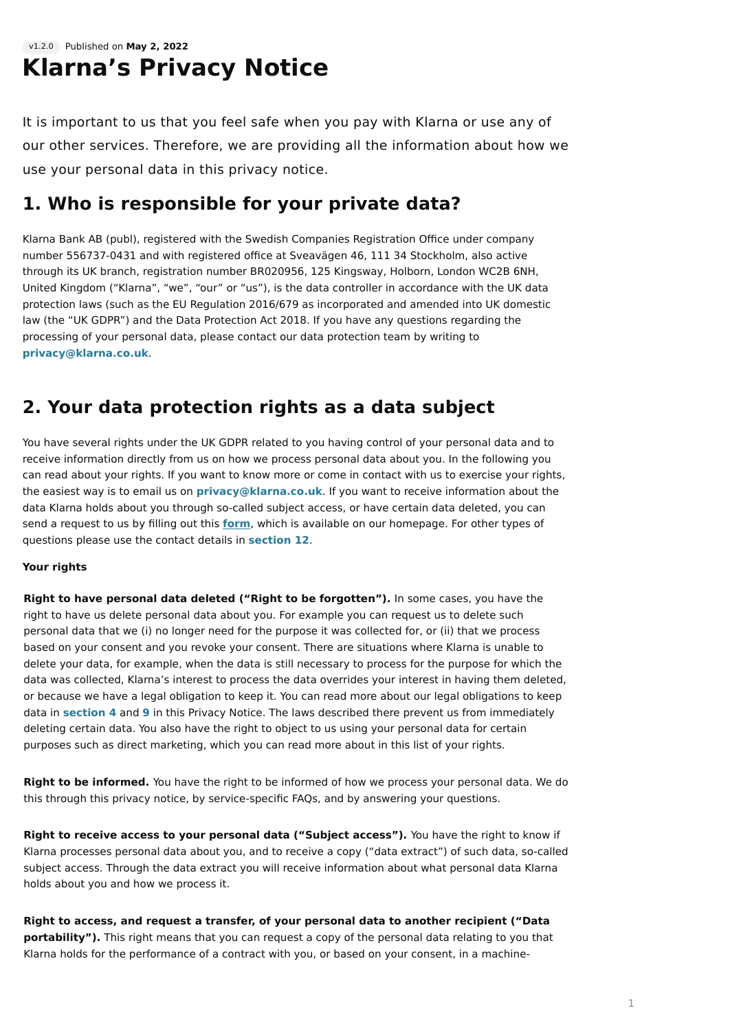v1.2.0 Published on **May 2, 2022**

# Klarna's Privacy Notice

It is important to us that you feel safe when you pay with Klarna or use any of our other services. Therefore, we are providing all the information about how we use your personal data in this privacy notice.

## 1. Who is responsible for your private data?

Klarna Bank AB (publ), registered with the Swedish Companies Registration Office under company number 556737-0431 and with registered office at Sveavägen 46, 111 34 Stockholm, also active through its UK branch, registration number BR020956, 125 Kingsway, Holborn, London WC2B 6NH, United Kingdom ("Klarna", "we", "our" or "us"), is the data controller in accordance with the UK data protection laws (such as the EU Regulation 2016/679 as incorporated and amended into UK domestic law (the "UK GDPR") and the Data Protection Act 2018. If you have any questions regarding the processing of your personal data, please contact our data protection team by writing to **privacy@klarna.co.uk**.

## 2. Your data protection rights as a data subject

You have several rights under the UK GDPR related to you having control of your personal data and to receive information directly from us on how we process personal data about you. In the following you can read about your rights. If you want to know more or come in contact with us to exercise your rights, the easiest way is to email us on **privacy@klarna.co.uk**. If you want to receive information about the data Klarna holds about you through so-called subject access, or have certain data deleted, you can send a request to us by filling out this **form**, which is available on our homepage. For other types of questions please use the contact details in **section 12**.

**Your rights**

**Right to have personal data deleted ("Right to be forgotten").** In some cases, you have the right to have us delete personal data about you. For example you can request us to delete such personal data that we (i) no longer need for the purpose it was collected for, or (ii) that we process based on your consent and you revoke your consent. There are situations where Klarna is unable to delete your data, for example, when the data is still necessary to process for the purpose for which the data was collected, Klarna's interest to process the data overrides your interest in having them deleted, or because we have a legal obligation to keep it. You can read more about our legal obligations to keep data in **section 4** and **9** in this Privacy Notice. The laws described there prevent us from immediately deleting certain data. You also have the right to object to us using your personal data for certain purposes such as direct marketing, which you can read more about in this list of your rights.

**Right to be informed.** You have the right to be informed of how we process your personal data. We do this through this privacy notice, by service-specific FAQs, and by answering your questions.

**Right to receive access to your personal data ("Subject access").** You have the right to know if Klarna processes personal data about you, and to receive a copy ("data extract") of such data, so-called subject access. Through the data extract you will receive information about what personal data Klarna holds about you and how we process it.

**Right to access, and request a transfer, of your personal data to another recipient ("Data portability").** This right means that you can request a copy of the personal data relating to you that Klarna holds for the performance of a contract with you, or based on your consent, in a machine-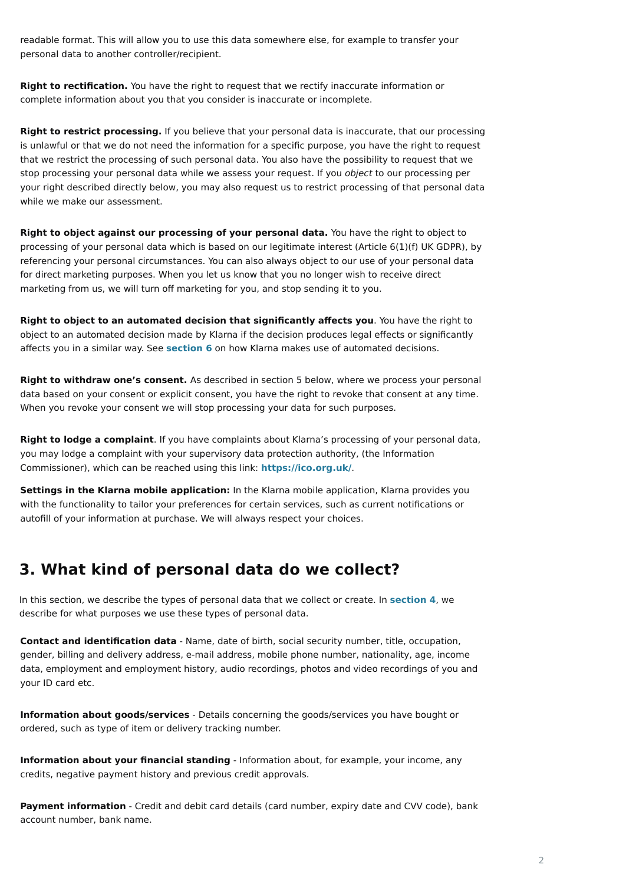readable format. This will allow you to use this data somewhere else, for example to transfer your personal data to another controller/recipient.

**Right to rectification.** You have the right to request that we rectify inaccurate information or complete information about you that you consider is inaccurate or incomplete.

**Right to restrict processing.** If you believe that your personal data is inaccurate, that our processing is unlawful or that we do not need the information for a specific purpose, you have the right to request that we restrict the processing of such personal data. You also have the possibility to request that we stop processing your personal data while we assess your request. If you *object* to our processing per your right described directly below, you may also request us to restrict processing of that personal data while we make our assessment.

**Right to object against our processing of your personal data.** You have the right to object to processing of your personal data which is based on our legitimate interest (Article 6(1)(f) UK GDPR), by referencing your personal circumstances. You can also always object to our use of your personal data for direct marketing purposes. When you let us know that you no longer wish to receive direct marketing from us, we will turn off marketing for you, and stop sending it to you.

**Right to object to an automated decision that significantly affects you**. You have the right to object to an automated decision made by Klarna if the decision produces legal effects or significantly affects you in a similar way. See **section 6** on how Klarna makes use of automated decisions.

**Right to withdraw one's consent.** As described in section 5 below, where we process your personal data based on your consent or explicit consent, you have the right to revoke that consent at any time. When you revoke your consent we will stop processing your data for such purposes.

**Right to lodge a complaint**. If you have complaints about Klarna's processing of your personal data, you may lodge a complaint with your supervisory data protection authority, (the Information Commissioner), which can be reached using this link: **https://ico.org.uk/**.

**Settings in the Klarna mobile application:** In the Klarna mobile application, Klarna provides you with the functionality to tailor your preferences for certain services, such as current notifications or autofill of your information at purchase. We will always respect your choices.

## 3. What kind of personal data do we collect?

In this section, we describe the types of personal data that we collect or create. In **section 4**, we describe for what purposes we use these types of personal data.

**Contact and identification data** - Name, date of birth, social security number, title, occupation, gender, billing and delivery address, e-mail address, mobile phone number, nationality, age, income data, employment and employment history, audio recordings, photos and video recordings of you and your ID card etc.

**Information about goods/services** - Details concerning the goods/services you have bought or ordered, such as type of item or delivery tracking number.

**Information about your financial standing** - Information about, for example, your income, any credits, negative payment history and previous credit approvals.

**Payment information** - Credit and debit card details (card number, expiry date and CVV code), bank account number, bank name.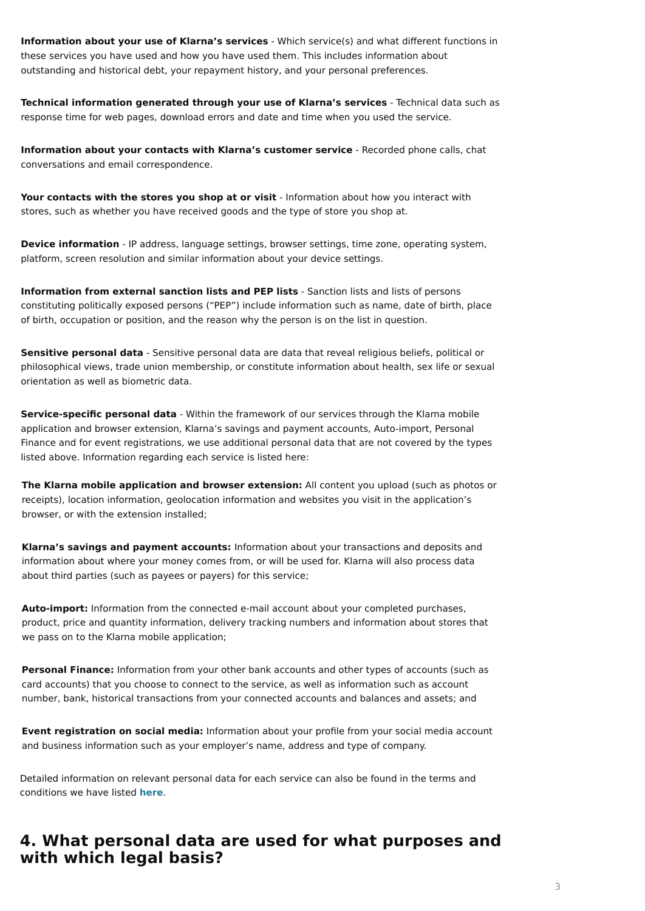**Information about your use of Klarna's services** - Which service(s) and what different functions in these services you have used and how you have used them. This includes information about outstanding and historical debt, your repayment history, and your personal preferences.

**Technical information generated through your use of Klarna's services** - Technical data such as response time for web pages, download errors and date and time when you used the service.

**Information about your contacts with Klarna's customer service** - Recorded phone calls, chat conversations and email correspondence.

**Your contacts with the stores you shop at or visit** - Information about how you interact with stores, such as whether you have received goods and the type of store you shop at.

**Device information** - IP address, language settings, browser settings, time zone, operating system, platform, screen resolution and similar information about your device settings.

**Information from external sanction lists and PEP lists** - Sanction lists and lists of persons constituting politically exposed persons ("PEP") include information such as name, date of birth, place of birth, occupation or position, and the reason why the person is on the list in question.

**Sensitive personal data** - Sensitive personal data are data that reveal religious beliefs, political or philosophical views, trade union membership, or constitute information about health, sex life or sexual orientation as well as biometric data.

**Service-specific personal data** - Within the framework of our services through the Klarna mobile application and browser extension, Klarna's savings and payment accounts, Auto-import, Personal Finance and for event registrations, we use additional personal data that are not covered by the types listed above. Information regarding each service is listed here:

**The Klarna mobile application and browser extension:** All content you upload (such as photos or receipts), location information, geolocation information and websites you visit in the application's browser, or with the extension installed;

**Klarna's savings and payment accounts:** Information about your transactions and deposits and information about where your money comes from, or will be used for. Klarna will also process data about third parties (such as payees or payers) for this service;

**Auto-import:** Information from the connected e-mail account about your completed purchases, product, price and quantity information, delivery tracking numbers and information about stores that we pass on to the Klarna mobile application;

**Personal Finance:** Information from your other bank accounts and other types of accounts (such as card accounts) that you choose to connect to the service, as well as information such as account number, bank, historical transactions from your connected accounts and balances and assets; and

**Event registration on social media:** Information about your profile from your social media account and business information such as your employer's name, address and type of company.

Detailed information on relevant personal data for each service can also be found in the terms and conditions we have listed **here**.

## 4. What personal data are used for what purposes and with which legal basis?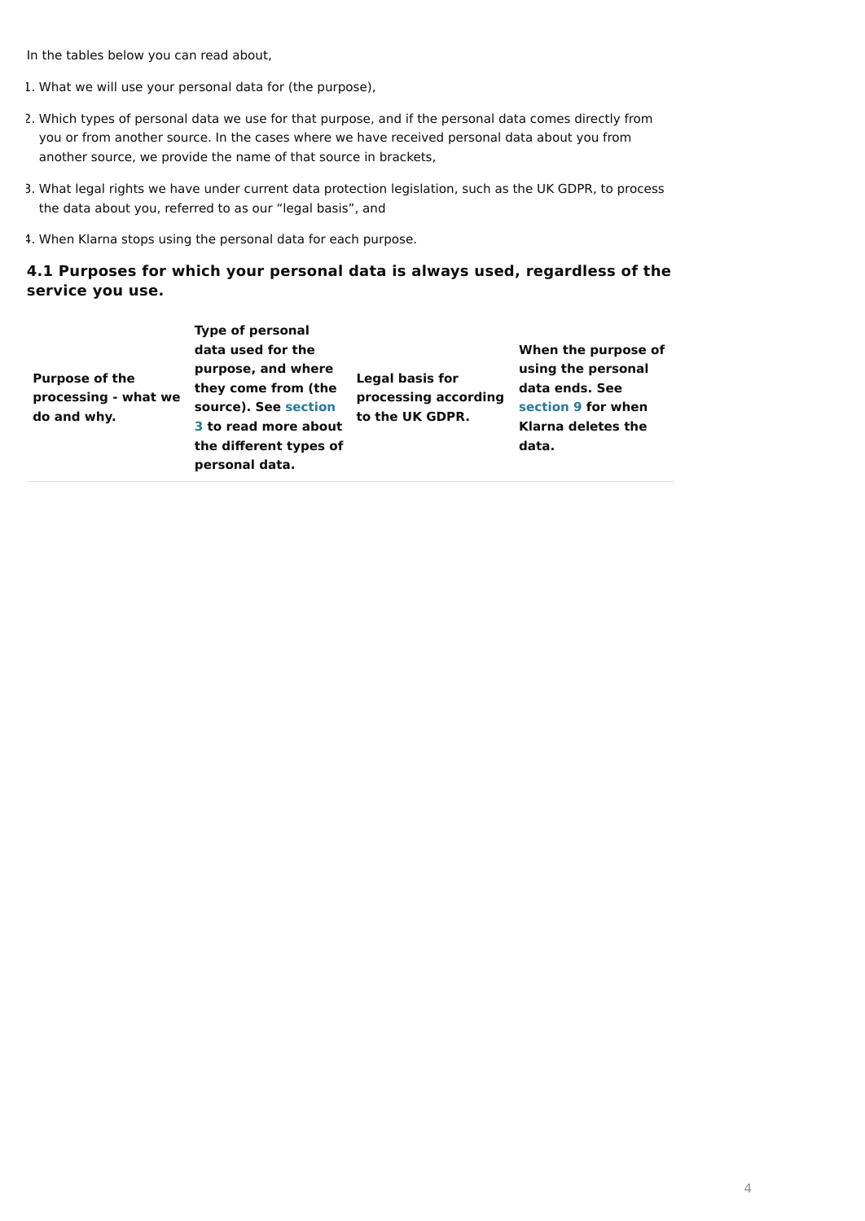In the tables below you can read about,

1. What we will use your personal data for (the purpose),
2. Which types of personal data we use for that purpose, and if the personal data comes directly from you or from another source. In the cases where we have received personal data about you from another source, we provide the name of that source in brackets,
3. What legal rights we have under current data protection legislation, such as the UK GDPR, to process the data about you, referred to as our "legal basis", and
4. When Klarna stops using the personal data for each purpose.

### 4.1 Purposes for which your personal data is always used, regardless of the service you use.

| Purpose of the processing - what we do and why. | Type of personal data used for the purpose, and where they come from (the source). See section 3 to read more about the different types of personal data. | Legal basis for processing according to the UK GDPR. | When the purpose of using the personal data ends. See section 9 for when Klarna deletes the data. |
|---|---|---|---|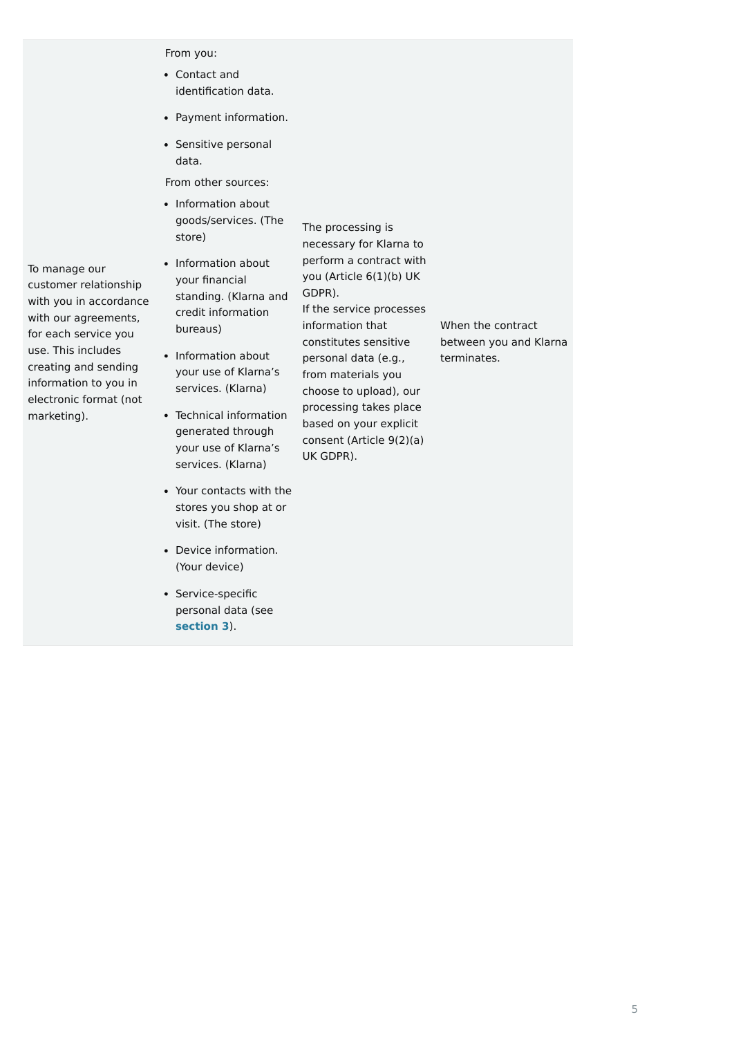| | | | |
|---|---|---|---|
| To manage our customer relationship with you in accordance with our agreements, for each service you use. This includes creating and sending information to you in electronic format (not marketing). | From you:<br>• Contact and identification data.<br>• Payment information.<br>• Sensitive personal data.<br>From other sources:<br>• Information about goods/services. (The store)<br>• Information about your financial standing. (Klarna and credit information bureaus)<br>• Information about your use of Klarna's services. (Klarna)<br>• Technical information generated through your use of Klarna's services. (Klarna)<br>• Your contacts with the stores you shop at or visit. (The store)<br>• Device information. (Your device)<br>• Service-specific personal data (see **section 3**). | The processing is necessary for Klarna to perform a contract with you (Article 6(1)(b) UK GDPR).<br>If the service processes information that constitutes sensitive personal data (e.g., from materials you choose to upload), our processing takes place based on your explicit consent (Article 9(2)(a) UK GDPR). | When the contract between you and Klarna terminates. |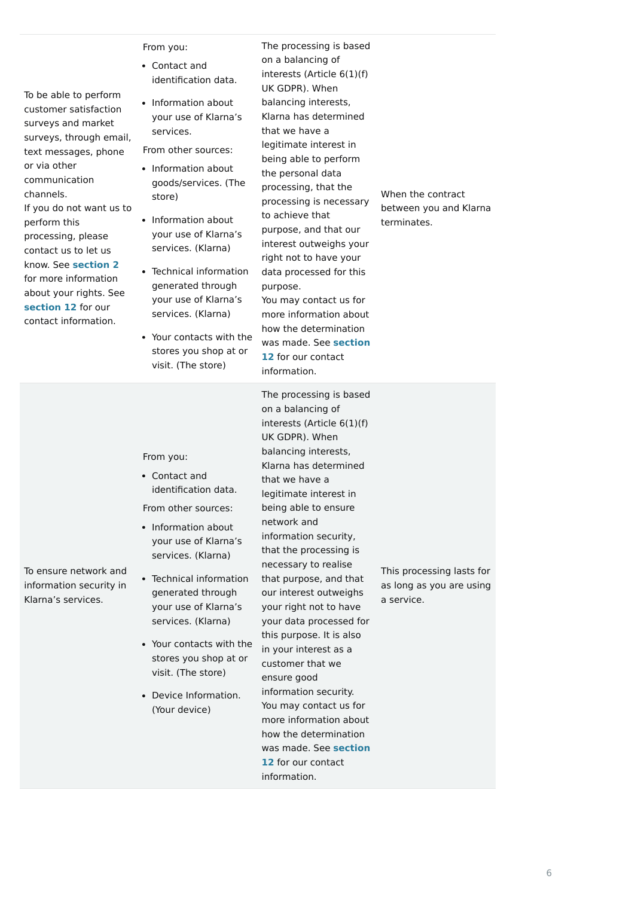| | | | |
|---|---|---|---|
| To be able to perform customer satisfaction surveys and market surveys, through email, text messages, phone or via other communication channels.<br>If you do not want us to perform this processing, please contact us to let us know. See **section 2** for more information about your rights. See **section 12** for our contact information. | From you:<br>• Contact and identification data.<br>• Information about your use of Klarna's services.<br>From other sources:<br>• Information about goods/services. (The store)<br>• Information about your use of Klarna's services. (Klarna)<br>• Technical information generated through your use of Klarna's services. (Klarna)<br>• Your contacts with the stores you shop at or visit. (The store) | The processing is based on a balancing of interests (Article 6(1)(f) UK GDPR). When balancing interests, Klarna has determined that we have a legitimate interest in being able to perform the personal data processing, that the processing is necessary to achieve that purpose, and that our interest outweighs your right not to have your data processed for this purpose.<br>You may contact us for more information about how the determination was made. See **section 12** for our contact information. | When the contract between you and Klarna terminates. |
| To ensure network and information security in Klarna's services. | From you:<br>• Contact and identification data.<br>From other sources:<br>• Information about your use of Klarna's services. (Klarna)<br>• Technical information generated through your use of Klarna's services. (Klarna)<br>• Your contacts with the stores you shop at or visit. (The store)<br>• Device Information. (Your device) | The processing is based on a balancing of interests (Article 6(1)(f) UK GDPR). When balancing interests, Klarna has determined that we have a legitimate interest in being able to ensure network and information security, that the processing is necessary to realise that purpose, and that our interest outweighs your right not to have your data processed for this purpose. It is also in your interest as a customer that we ensure good information security.<br>You may contact us for more information about how the determination was made. See **section 12** for our contact information. | This processing lasts for as long as you are using a service. |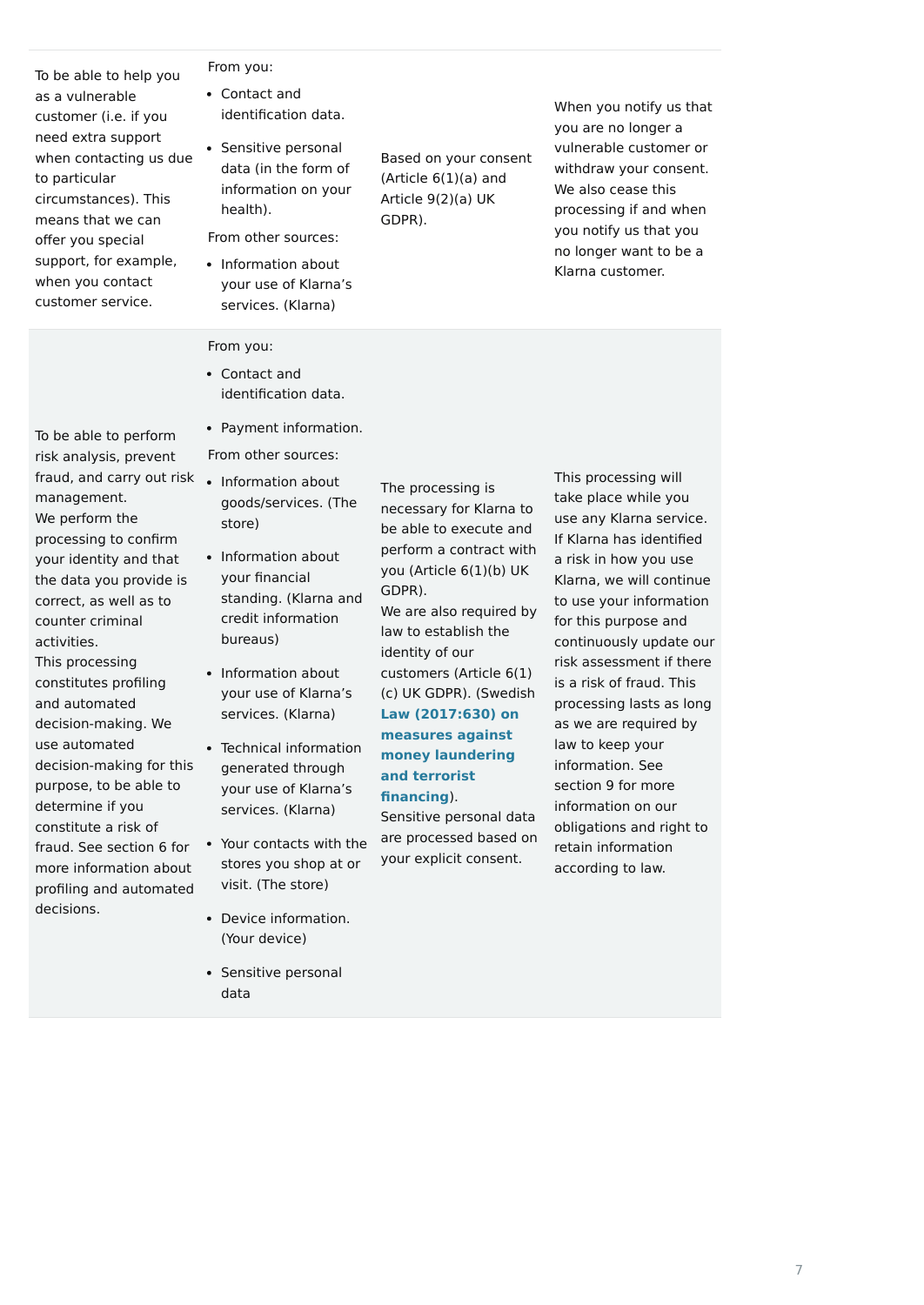| | | | |
|---|---|---|---|
| To be able to help you as a vulnerable customer (i.e. if you need extra support when contacting us due to particular circumstances). This means that we can offer you special support, for example, when you contact customer service. | From you:<br>• Contact and identification data.<br>• Sensitive personal data (in the form of information on your health).<br>From other sources:<br>• Information about your use of Klarna's services. (Klarna) | Based on your consent (Article 6(1)(a) and Article 9(2)(a) UK GDPR). | When you notify us that you are no longer a vulnerable customer or withdraw your consent. We also cease this processing if and when you notify us that you no longer want to be a Klarna customer. |
| To be able to perform risk analysis, prevent fraud, and carry out risk management.<br>We perform the processing to confirm your identity and that the data you provide is correct, as well as to counter criminal activities.<br>This processing constitutes profiling and automated decision-making. We use automated decision-making for this purpose, to be able to determine if you constitute a risk of fraud. See section 6 for more information about profiling and automated decisions. | From you:<br>• Contact and identification data.<br>• Payment information.<br>From other sources:<br>• Information about goods/services. (The store)<br>• Information about your financial standing. (Klarna and credit information bureaus)<br>• Information about your use of Klarna's services. (Klarna)<br>• Technical information generated through your use of Klarna's services. (Klarna)<br>• Your contacts with the stores you shop at or visit. (The store)<br>• Device information. (Your device)<br>• Sensitive personal data | The processing is necessary for Klarna to be able to execute and perform a contract with you (Article 6(1)(b) UK GDPR).<br>We are also required by law to establish the identity of our customers (Article 6(1)(c) UK GDPR). (Swedish **Law (2017:630) on measures against money laundering and terrorist financing**).<br>Sensitive personal data are processed based on your explicit consent. | This processing will take place while you use any Klarna service. If Klarna has identified a risk in how you use Klarna, we will continue to use your information for this purpose and continuously update our risk assessment if there is a risk of fraud. This processing lasts as long as we are required by law to keep your information. See section 9 for more information on our obligations and right to retain information according to law. |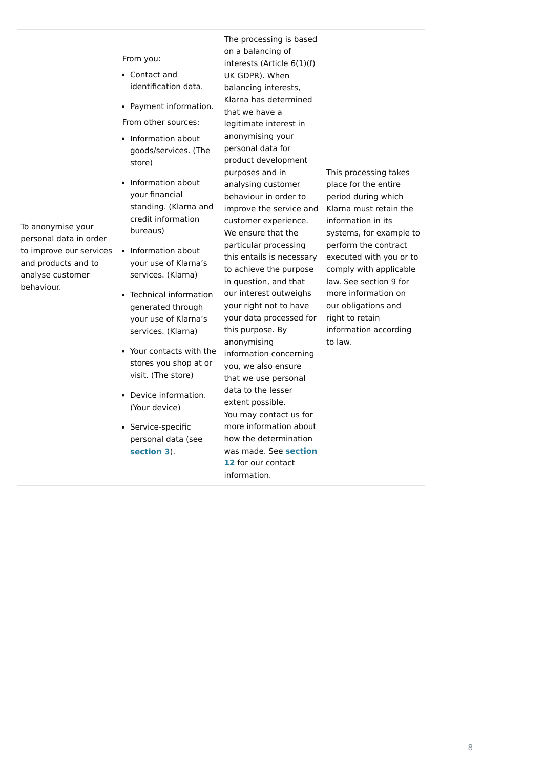| | | | |
|---|---|---|---|
| To anonymise your personal data in order to improve our services and products and to analyse customer behaviour. | From you:<br>• Contact and identification data.<br>• Payment information.<br>From other sources:<br>• Information about goods/services. (The store)<br>• Information about your financial standing. (Klarna and credit information bureaus)<br>• Information about your use of Klarna's services. (Klarna)<br>• Technical information generated through your use of Klarna's services. (Klarna)<br>• Your contacts with the stores you shop at or visit. (The store)<br>• Device information. (Your device)<br>• Service-specific personal data (see **section 3**). | The processing is based on a balancing of interests (Article 6(1)(f) UK GDPR). When balancing interests, Klarna has determined that we have a legitimate interest in anonymising your personal data for product development purposes and in analysing customer behaviour in order to improve the service and customer experience. We ensure that the particular processing this entails is necessary to achieve the purpose in question, and that our interest outweighs your right not to have your data processed for this purpose. By anonymising information concerning you, we also ensure that we use personal data to the lesser extent possible.<br>You may contact us for more information about how the determination was made. See **section 12** for our contact information. | This processing takes place for the entire period during which Klarna must retain the information in its systems, for example to perform the contract executed with you or to comply with applicable law. See section 9 for more information on our obligations and right to retain information according to law. |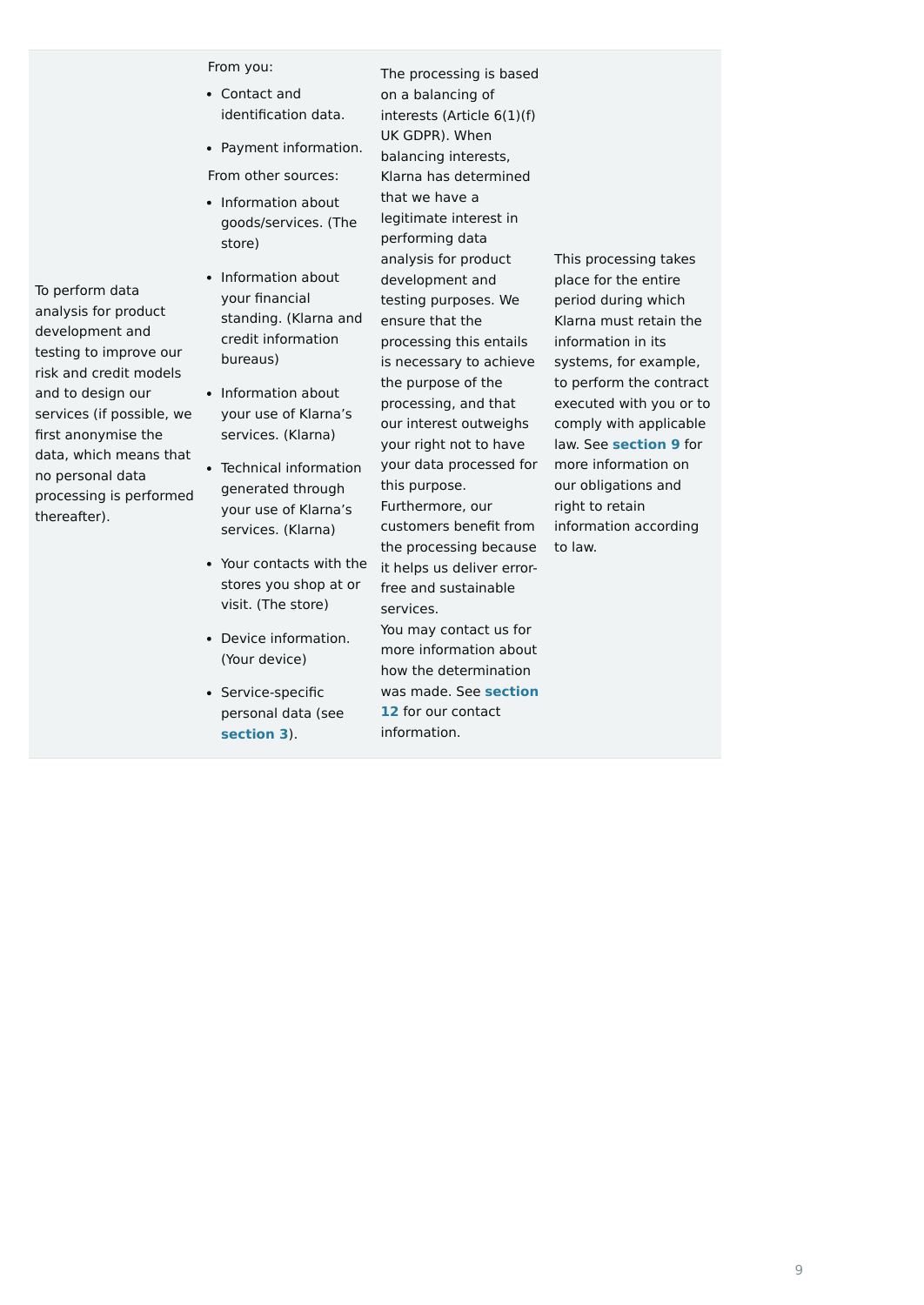| | | | |
|---|---|---|---|
| To perform data analysis for product development and testing to improve our risk and credit models and to design our services (if possible, we first anonymise the data, which means that no personal data processing is performed thereafter). | From you:<br>• Contact and identification data.<br>• Payment information.<br>From other sources:<br>• Information about goods/services. (The store)<br>• Information about your financial standing. (Klarna and credit information bureaus)<br>• Information about your use of Klarna's services. (Klarna)<br>• Technical information generated through your use of Klarna's services. (Klarna)<br>• Your contacts with the stores you shop at or visit. (The store)<br>• Device information. (Your device)<br>• Service-specific personal data (see **section 3**). | The processing is based on a balancing of interests (Article 6(1)(f) UK GDPR). When balancing interests, Klarna has determined that we have a legitimate interest in performing data analysis for product development and testing purposes. We ensure that the processing this entails is necessary to achieve the purpose of the processing, and that our interest outweighs your right not to have your data processed for this purpose. Furthermore, our customers benefit from the processing because it helps us deliver error-free and sustainable services.<br>You may contact us for more information about how the determination was made. See **section 12** for our contact information. | This processing takes place for the entire period during which Klarna must retain the information in its systems, for example, to perform the contract executed with you or to comply with applicable law. See **section 9** for more information on our obligations and right to retain information according to law. |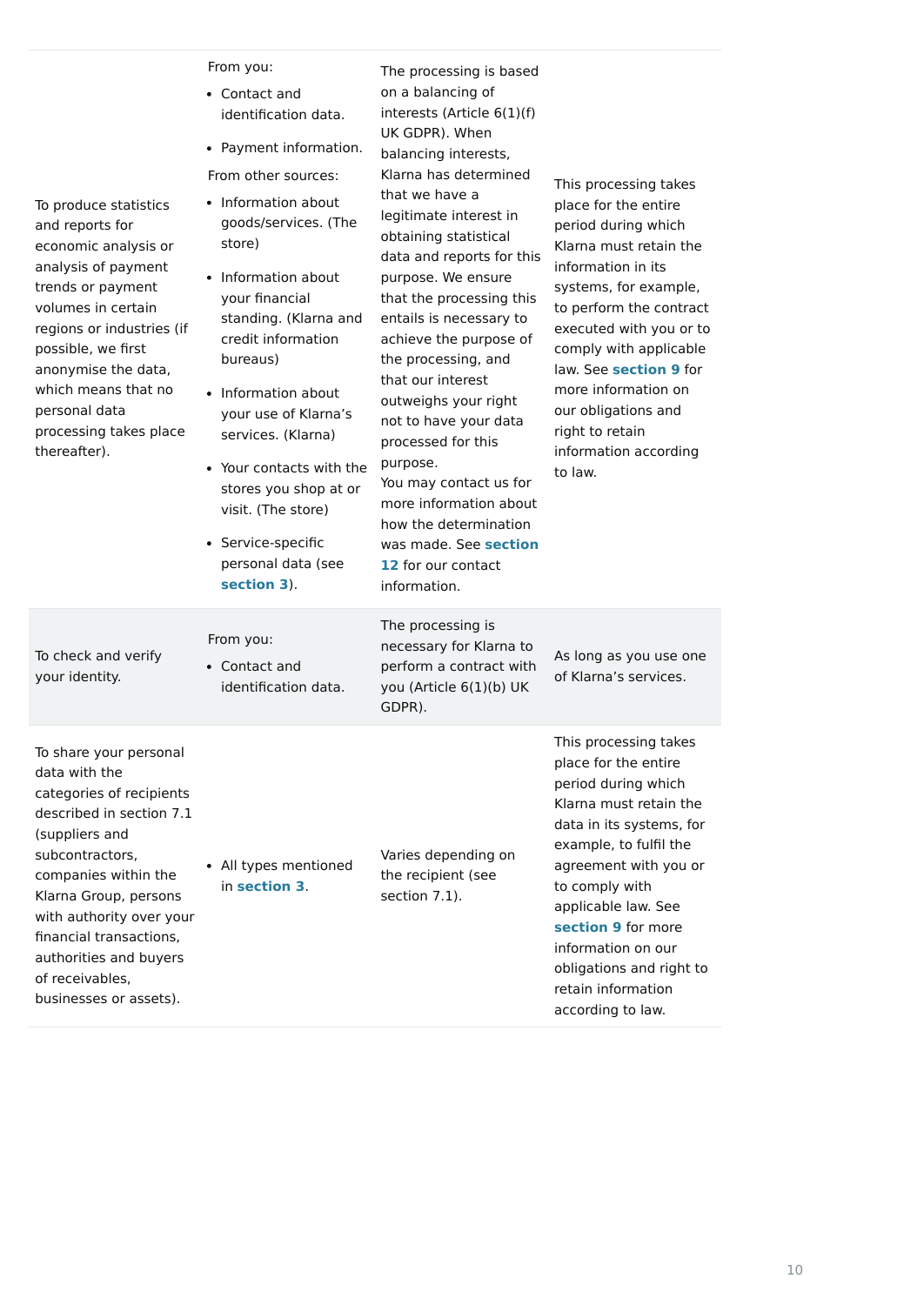| | | | |
|---|---|---|---|
| To produce statistics and reports for economic analysis or analysis of payment trends or payment volumes in certain regions or industries (if possible, we first anonymise the data, which means that no personal data processing takes place thereafter). | From you:<br>• Contact and identification data.<br>• Payment information.<br>From other sources:<br>• Information about goods/services. (The store)<br>• Information about your financial standing. (Klarna and credit information bureaus)<br>• Information about your use of Klarna's services. (Klarna)<br>• Your contacts with the stores you shop at or visit. (The store)<br>• Service-specific personal data (see **section 3**). | The processing is based on a balancing of interests (Article 6(1)(f) UK GDPR). When balancing interests, Klarna has determined that we have a legitimate interest in obtaining statistical data and reports for this purpose. We ensure that the processing this entails is necessary to achieve the purpose of the processing, and that our interest outweighs your right not to have your data processed for this purpose.<br>You may contact us for more information about how the determination was made. See **section 12** for our contact information. | This processing takes place for the entire period during which Klarna must retain the information in its systems, for example, to perform the contract executed with you or to comply with applicable law. See **section 9** for more information on our obligations and right to retain information according to law. |
| To check and verify your identity. | From you:<br>• Contact and identification data. | The processing is necessary for Klarna to perform a contract with you (Article 6(1)(b) UK GDPR). | As long as you use one of Klarna's services. |
| To share your personal data with the categories of recipients described in section 7.1 (suppliers and subcontractors, companies within the Klarna Group, persons with authority over your financial transactions, authorities and buyers of receivables, businesses or assets). | • All types mentioned in **section 3**. | Varies depending on the recipient (see section 7.1). | This processing takes place for the entire period during which Klarna must retain the data in its systems, for example, to fulfil the agreement with you or to comply with applicable law. See **section 9** for more information on our obligations and right to retain information according to law. |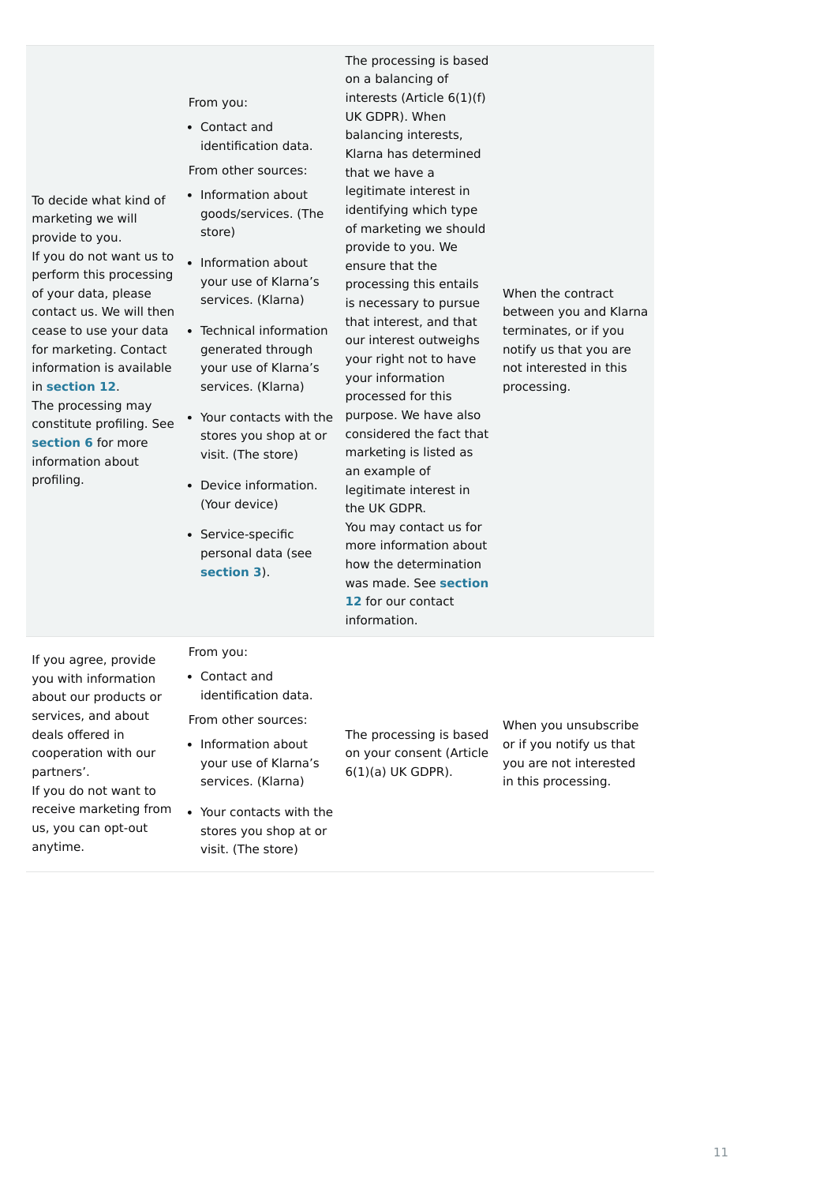| | | | |
|---|---|---|---|
| To decide what kind of marketing we will provide to you.<br>If you do not want us to perform this processing of your data, please contact us. We will then cease to use your data for marketing. Contact information is available in **section 12**.<br>The processing may constitute profiling. See **section 6** for more information about profiling. | From you:<br>• Contact and identification data.<br>From other sources:<br>• Information about goods/services. (The store)<br>• Information about your use of Klarna's services. (Klarna)<br>• Technical information generated through your use of Klarna's services. (Klarna)<br>• Your contacts with the stores you shop at or visit. (The store)<br>• Device information. (Your device)<br>• Service-specific personal data (see **section 3**). | The processing is based on a balancing of interests (Article 6(1)(f) UK GDPR). When balancing interests, Klarna has determined that we have a legitimate interest in identifying which type of marketing we should provide to you. We ensure that the processing this entails is necessary to pursue that interest, and that our interest outweighs your right not to have your information processed for this purpose. We have also considered the fact that marketing is listed as an example of legitimate interest in the UK GDPR.<br>You may contact us for more information about how the determination was made. See **section 12** for our contact information. | When the contract between you and Klarna terminates, or if you notify us that you are not interested in this processing. |
| If you agree, provide you with information about our products or services, and about deals offered in cooperation with our partners'.<br>If you do not want to receive marketing from us, you can opt-out anytime. | From you:<br>• Contact and identification data.<br>From other sources:<br>• Information about your use of Klarna's services. (Klarna)<br>• Your contacts with the stores you shop at or visit. (The store) | The processing is based on your consent (Article 6(1)(a) UK GDPR). | When you unsubscribe or if you notify us that you are not interested in this processing. |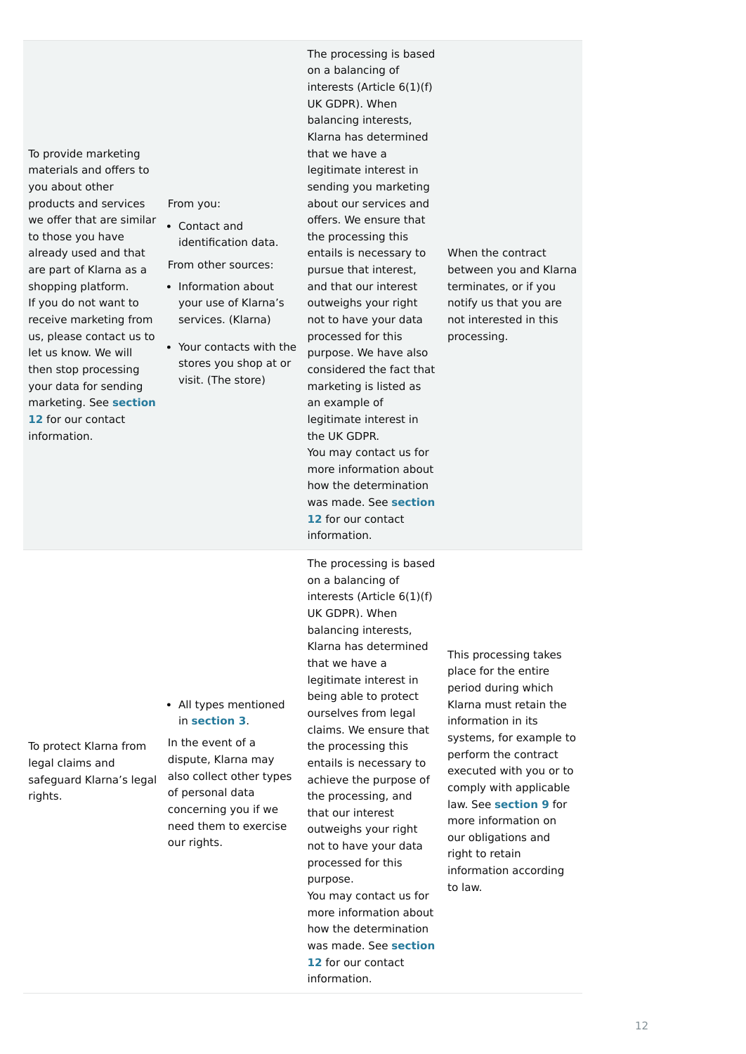| | | | |
|---|---|---|---|
| To provide marketing materials and offers to you about other products and services we offer that are similar to those you have already used and that are part of Klarna as a shopping platform.<br>If you do not want to receive marketing from us, please contact us to let us know. We will then stop processing your data for sending marketing. See **section 12** for our contact information. | From you:<br>• Contact and identification data.<br>From other sources:<br>• Information about your use of Klarna's services. (Klarna)<br>• Your contacts with the stores you shop at or visit. (The store) | The processing is based on a balancing of interests (Article 6(1)(f) UK GDPR). When balancing interests, Klarna has determined that we have a legitimate interest in sending you marketing about our services and offers. We ensure that the processing this entails is necessary to pursue that interest, and that our interest outweighs your right not to have your data processed for this purpose. We have also considered the fact that marketing is listed as an example of legitimate interest in the UK GDPR.<br>You may contact us for more information about how the determination was made. See **section 12** for our contact information. | When the contract between you and Klarna terminates, or if you notify us that you are not interested in this processing. |
| To protect Klarna from legal claims and safeguard Klarna's legal rights. | • All types mentioned in **section 3**.<br>In the event of a dispute, Klarna may also collect other types of personal data concerning you if we need them to exercise our rights. | The processing is based on a balancing of interests (Article 6(1)(f) UK GDPR). When balancing interests, Klarna has determined that we have a legitimate interest in being able to protect ourselves from legal claims. We ensure that the processing this entails is necessary to achieve the purpose of the processing, and that our interest outweighs your right not to have your data processed for this purpose.<br>You may contact us for more information about how the determination was made. See **section 12** for our contact information. | This processing takes place for the entire period during which Klarna must retain the information in its systems, for example to perform the contract executed with you or to comply with applicable law. See **section 9** for more information on our obligations and right to retain information according to law. |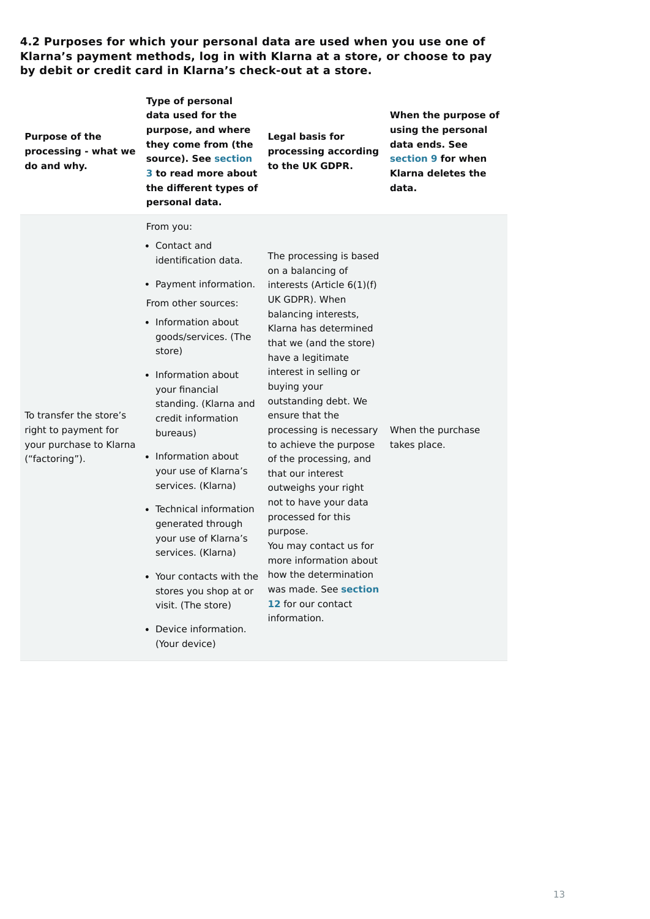**4.2 Purposes for which your personal data are used when you use one of Klarna's payment methods, log in with Klarna at a store, or choose to pay by debit or credit card in Klarna's check-out at a store.**

| Purpose of the processing - what we do and why. | Type of personal data used for the purpose, and where they come from (the source). See section 3 to read more about the different types of personal data. | Legal basis for processing according to the UK GDPR. | When the purpose of using the personal data ends. See section 9 for when Klarna deletes the data. |
|---|---|---|---|
| To transfer the store's right to payment for your purchase to Klarna ("factoring"). | From you:<br>• Contact and identification data.<br>• Payment information.<br>From other sources:<br>• Information about goods/services. (The store)<br>• Information about your financial standing. (Klarna and credit information bureaus)<br>• Information about your use of Klarna's services. (Klarna)<br>• Technical information generated through your use of Klarna's services. (Klarna)<br>• Your contacts with the stores you shop at or visit. (The store)<br>• Device information. (Your device) | The processing is based on a balancing of interests (Article 6(1)(f) UK GDPR). When balancing interests, Klarna has determined that we (and the store) have a legitimate interest in selling or buying your outstanding debt. We ensure that the processing is necessary to achieve the purpose of the processing, and that our interest outweighs your right not to have your data processed for this purpose.<br>You may contact us for more information about how the determination was made. See section 12 for our contact information. | When the purchase takes place. |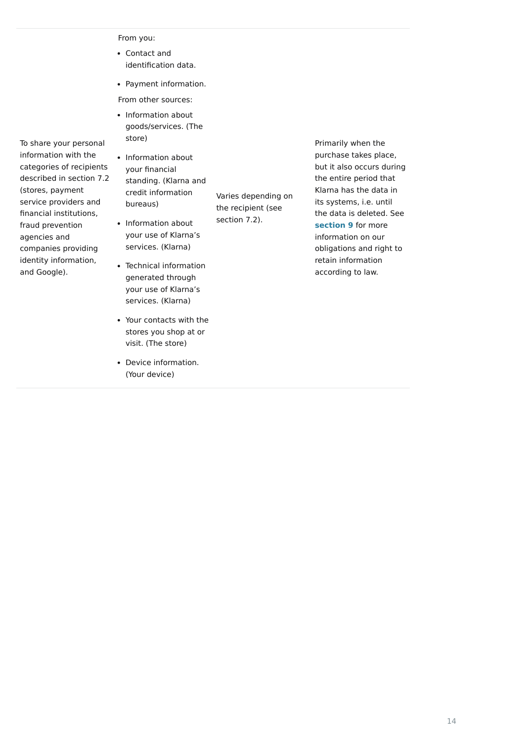| | | | |
|---|---|---|---|
| To share your personal information with the categories of recipients described in section 7.2 (stores, payment service providers and financial institutions, fraud prevention agencies and companies providing identity information, and Google). | From you:<br>• Contact and identification data.<br>• Payment information.<br>From other sources:<br>• Information about goods/services. (The store)<br>• Information about your financial standing. (Klarna and credit information bureaus)<br>• Information about your use of Klarna's services. (Klarna)<br>• Technical information generated through your use of Klarna's services. (Klarna)<br>• Your contacts with the stores you shop at or visit. (The store)<br>• Device information. (Your device) | Varies depending on the recipient (see section 7.2). | Primarily when the purchase takes place, but it also occurs during the entire period that Klarna has the data in its systems, i.e. until the data is deleted. See **section 9** for more information on our obligations and right to retain information according to law. |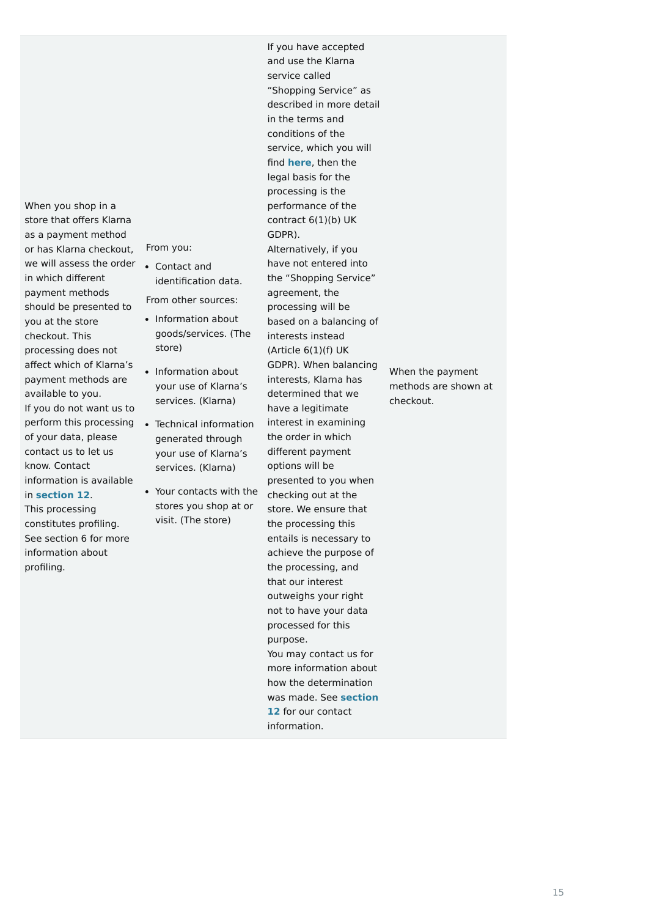| | | | |
|---|---|---|---|
| When you shop in a store that offers Klarna as a payment method or has Klarna checkout, we will assess the order in which different payment methods should be presented to you at the store checkout. This processing does not affect which of Klarna's payment methods are available to you.<br>If you do not want us to perform this processing of your data, please contact us to let us know. Contact information is available in **section 12**.<br>This processing constitutes profiling. See section 6 for more information about profiling. | From you:<br>• Contact and identification data.<br>From other sources:<br>• Information about goods/services. (The store)<br>• Information about your use of Klarna's services. (Klarna)<br>• Technical information generated through your use of Klarna's services. (Klarna)<br>• Your contacts with the stores you shop at or visit. (The store) | If you have accepted and use the Klarna service called "Shopping Service" as described in more detail in the terms and conditions of the service, which you will find **here**, then the legal basis for the processing is the performance of the contract 6(1)(b) UK GDPR).<br>Alternatively, if you have not entered into the "Shopping Service" agreement, the processing will be based on a balancing of interests instead (Article 6(1)(f) UK GDPR). When balancing interests, Klarna has determined that we have a legitimate interest in examining the order in which different payment options will be presented to you when checking out at the store. We ensure that the processing this entails is necessary to achieve the purpose of the processing, and that our interest outweighs your right not to have your data processed for this purpose.<br>You may contact us for more information about how the determination was made. See **section 12** for our contact information. | When the payment methods are shown at checkout. |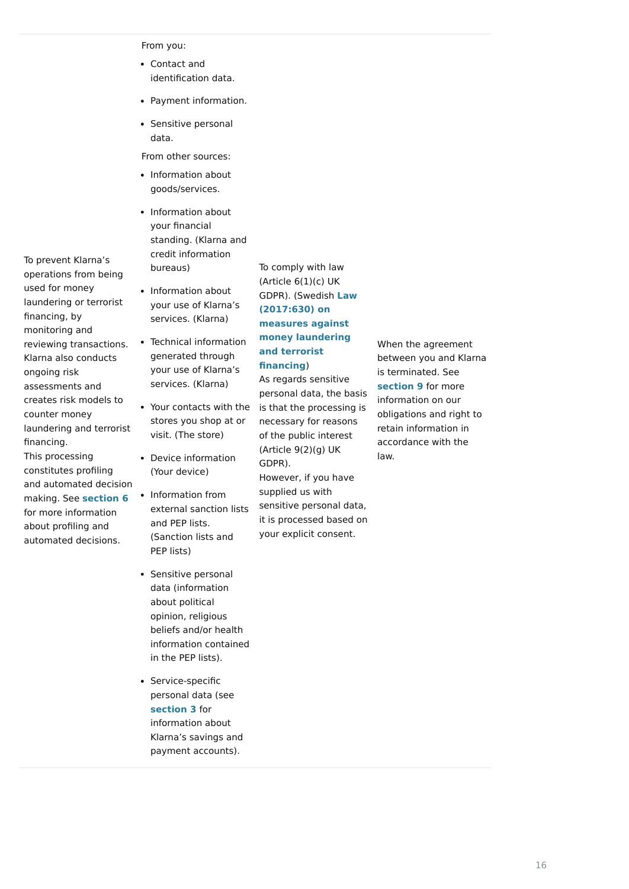| | | | |
|---|---|---|---|
| To prevent Klarna's operations from being used for money laundering or terrorist financing, by monitoring and reviewing transactions. Klarna also conducts ongoing risk assessments and creates risk models to counter money laundering and terrorist financing.<br>This processing constitutes profiling and automated decision making. See **section 6** for more information about profiling and automated decisions. | From you:<br>• Contact and identification data.<br>• Payment information.<br>• Sensitive personal data.<br>From other sources:<br>• Information about goods/services.<br>• Information about your financial standing. (Klarna and credit information bureaus)<br>• Information about your use of Klarna's services. (Klarna)<br>• Technical information generated through your use of Klarna's services. (Klarna)<br>• Your contacts with the stores you shop at or visit. (The store)<br>• Device information (Your device)<br>• Information from external sanction lists and PEP lists. (Sanction lists and PEP lists)<br>• Sensitive personal data (information about political opinion, religious beliefs and/or health information contained in the PEP lists).<br>• Service-specific personal data (see **section 3** for information about Klarna's savings and payment accounts). | To comply with law (Article 6(1)(c) UK GDPR). (Swedish **Law (2017:630) on measures against money laundering and terrorist financing**)<br>As regards sensitive personal data, the basis is that the processing is necessary for reasons of the public interest (Article 9(2)(g) UK GDPR).<br>However, if you have supplied us with sensitive personal data, it is processed based on your explicit consent. | When the agreement between you and Klarna is terminated. See **section 9** for more information on our obligations and right to retain information in accordance with the law. |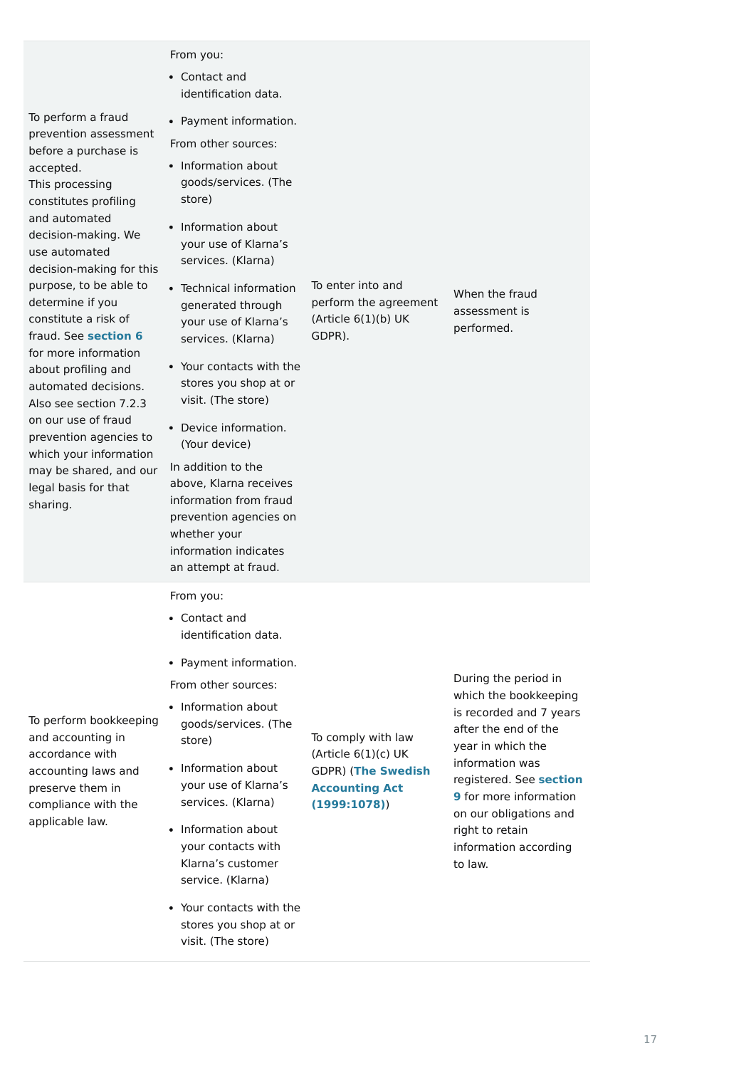| | | | |
|---|---|---|---|
| To perform a fraud prevention assessment before a purchase is accepted.<br>This processing constitutes profiling and automated decision-making. We use automated decision-making for this purpose, to be able to determine if you constitute a risk of fraud. See **section 6** for more information about profiling and automated decisions. Also see section 7.2.3 on our use of fraud prevention agencies to which your information may be shared, and our legal basis for that sharing. | From you:<br>• Contact and identification data.<br>• Payment information.<br>From other sources:<br>• Information about goods/services. (The store)<br>• Information about your use of Klarna's services. (Klarna)<br>• Technical information generated through your use of Klarna's services. (Klarna)<br>• Your contacts with the stores you shop at or visit. (The store)<br>• Device information. (Your device)<br>In addition to the above, Klarna receives information from fraud prevention agencies on whether your information indicates an attempt at fraud. | To enter into and perform the agreement (Article 6(1)(b) UK GDPR). | When the fraud assessment is performed. |
| To perform bookkeeping and accounting in accordance with accounting laws and preserve them in compliance with the applicable law. | From you:<br>• Contact and identification data.<br>• Payment information.<br>From other sources:<br>• Information about goods/services. (The store)<br>• Information about your use of Klarna's services. (Klarna)<br>• Information about your contacts with Klarna's customer service. (Klarna)<br>• Your contacts with the stores you shop at or visit. (The store) | To comply with law (Article 6(1)(c) UK GDPR) (**The Swedish Accounting Act (1999:1078)**) | During the period in which the bookkeeping is recorded and 7 years after the end of the year in which the information was registered. See **section 9** for more information on our obligations and right to retain information according to law. |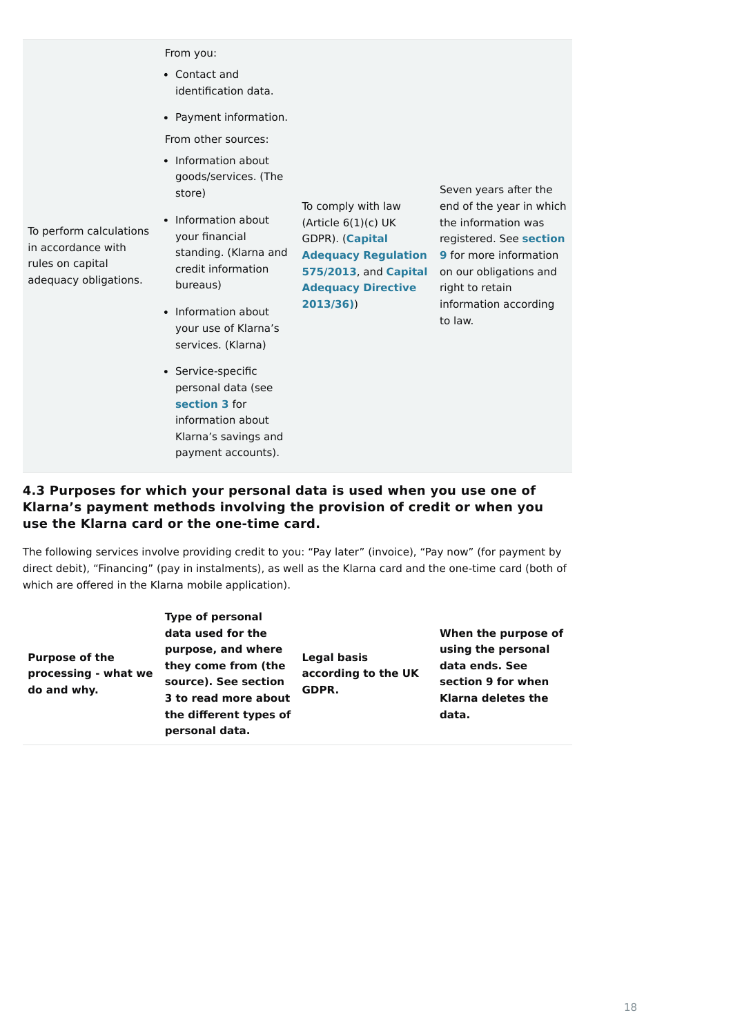| | | | |
|---|---|---|---|
| To perform calculations in accordance with rules on capital adequacy obligations. | From you:<br>• Contact and identification data.<br>• Payment information.<br>From other sources:<br>• Information about goods/services. (The store)<br>• Information about your financial standing. (Klarna and credit information bureaus)<br>• Information about your use of Klarna's services. (Klarna)<br>• Service-specific personal data (see **section 3** for information about Klarna's savings and payment accounts). | To comply with law (Article 6(1)(c) UK GDPR). (**Capital Adequacy Regulation 575/2013**, and **Capital Adequacy Directive 2013/36**)) | Seven years after the end of the year in which the information was registered. See **section 9** for more information on our obligations and right to retain information according to law. |

### 4.3 Purposes for which your personal data is used when you use one of Klarna's payment methods involving the provision of credit or when you use the Klarna card or the one-time card.

The following services involve providing credit to you: "Pay later" (invoice), "Pay now" (for payment by direct debit), "Financing" (pay in instalments), as well as the Klarna card and the one-time card (both of which are offered in the Klarna mobile application).

| Purpose of the processing - what we do and why. | Type of personal data used for the purpose, and where they come from (the source). See section 3 to read more about the different types of personal data. | Legal basis according to the UK GDPR. | When the purpose of using the personal data ends. See section 9 for when Klarna deletes the data. |
|---|---|---|---|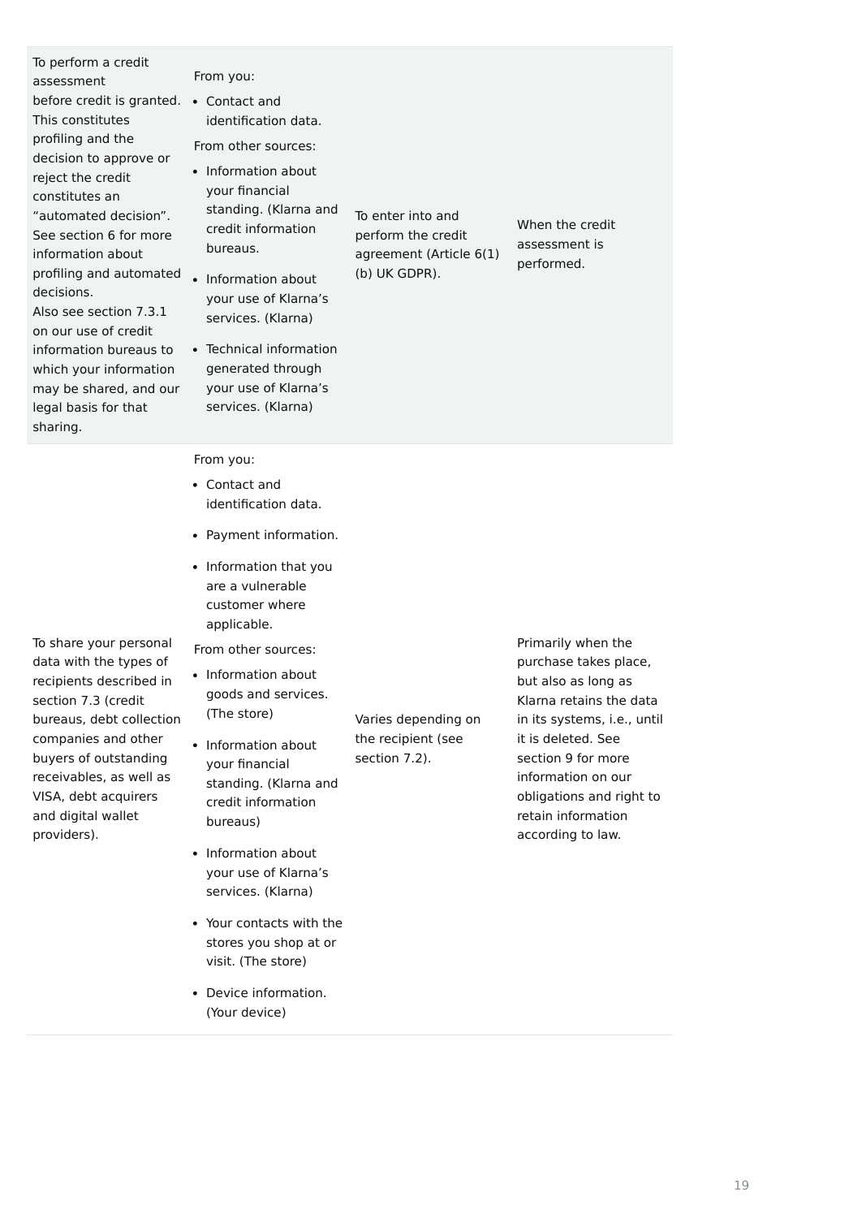| | | | |
|---|---|---|---|
| To perform a credit assessment before credit is granted. This constitutes profiling and the decision to approve or reject the credit constitutes an "automated decision". See section 6 for more information about profiling and automated decisions. Also see section 7.3.1 on our use of credit information bureaus to which your information may be shared, and our legal basis for that sharing. | From you:<br>• Contact and identification data.<br>From other sources:<br>• Information about your financial standing. (Klarna and credit information bureaus.<br>• Information about your use of Klarna's services. (Klarna)<br>• Technical information generated through your use of Klarna's services. (Klarna) | To enter into and perform the credit agreement (Article 6(1)(b) UK GDPR). | When the credit assessment is performed. |
| To share your personal data with the types of recipients described in section 7.3 (credit bureaus, debt collection companies and other buyers of outstanding receivables, as well as VISA, debt acquirers and digital wallet providers). | From you:<br>• Contact and identification data.<br>• Payment information.<br>• Information that you are a vulnerable customer where applicable.<br>From other sources:<br>• Information about goods and services. (The store)<br>• Information about your financial standing. (Klarna and credit information bureaus)<br>• Information about your use of Klarna's services. (Klarna)<br>• Your contacts with the stores you shop at or visit. (The store)<br>• Device information. (Your device) | Varies depending on the recipient (see section 7.2). | Primarily when the purchase takes place, but also as long as Klarna retains the data in its systems, i.e., until it is deleted. See section 9 for more information on our obligations and right to retain information according to law. |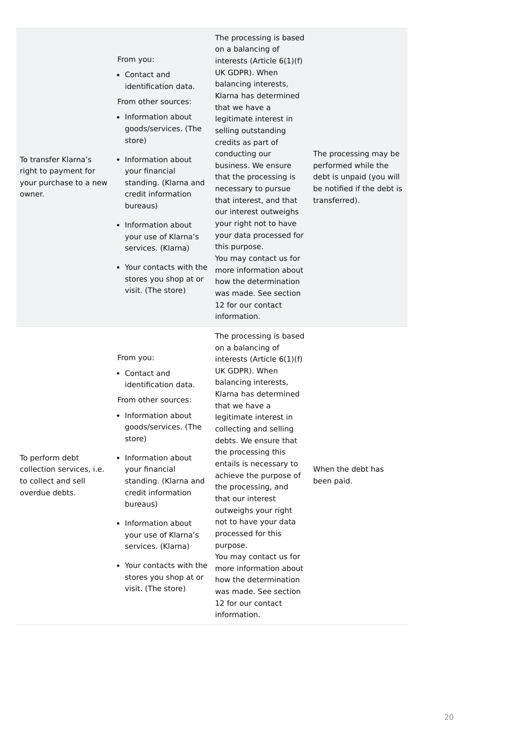| | | | |
|---|---|---|---|
| To transfer Klarna's right to payment for your purchase to a new owner. | From you:<br>• Contact and identification data.<br>From other sources:<br>• Information about goods/services. (The store)<br>• Information about your financial standing. (Klarna and credit information bureaus)<br>• Information about your use of Klarna's services. (Klarna)<br>• Your contacts with the stores you shop at or visit. (The store) | The processing is based on a balancing of interests (Article 6(1)(f) UK GDPR). When balancing interests, Klarna has determined that we have a legitimate interest in selling outstanding credits as part of conducting our business. We ensure that the processing is necessary to pursue that interest, and that our interest outweighs your right not to have your data processed for this purpose.<br>You may contact us for more information about how the determination was made. See section 12 for our contact information. | The processing may be performed while the debt is unpaid (you will be notified if the debt is transferred). |
| To perform debt collection services, i.e. to collect and sell overdue debts. | From you:<br>• Contact and identification data.<br>From other sources:<br>• Information about goods/services. (The store)<br>• Information about your financial standing. (Klarna and credit information bureaus)<br>• Information about your use of Klarna's services. (Klarna)<br>• Your contacts with the stores you shop at or visit. (The store) | The processing is based on a balancing of interests (Article 6(1)(f) UK GDPR). When balancing interests, Klarna has determined that we have a legitimate interest in collecting and selling debts. We ensure that the processing this entails is necessary to achieve the purpose of the processing, and that our interest outweighs your right not to have your data processed for this purpose.<br>You may contact us for more information about how the determination was made. See section 12 for our contact information. | When the debt has been paid. |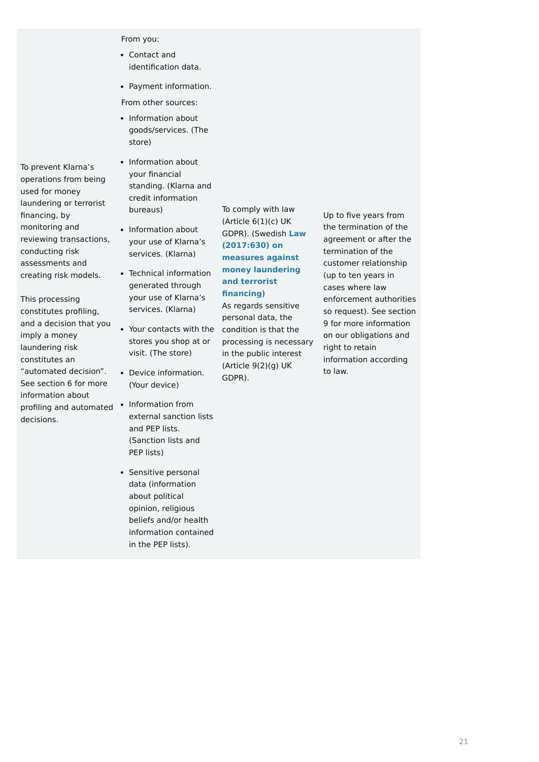| | | | |
|---|---|---|---|
| To prevent Klarna's operations from being used for money laundering or terrorist financing, by monitoring and reviewing transactions, conducting risk assessments and creating risk models.<br><br>This processing constitutes profiling, and a decision that you imply a money laundering risk constitutes an "automated decision". See section 6 for more information about profiling and automated decisions. | From you:<br>• Contact and identification data.<br>• Payment information.<br>From other sources:<br>• Information about goods/services. (The store)<br>• Information about your financial standing. (Klarna and credit information bureaus)<br>• Information about your use of Klarna's services. (Klarna)<br>• Technical information generated through your use of Klarna's services. (Klarna)<br>• Your contacts with the stores you shop at or visit. (The store)<br>• Device information. (Your device)<br>• Information from external sanction lists and PEP lists. (Sanction lists and PEP lists)<br>• Sensitive personal data (information about political opinion, religious beliefs and/or health information contained in the PEP lists). | To comply with law (Article 6(1)(c) UK GDPR). (Swedish **Law (2017:630) on measures against money laundering and terrorist financing**)<br>As regards sensitive personal data, the condition is that the processing is necessary in the public interest (Article 9(2)(g) UK GDPR). | Up to five years from the termination of the agreement or after the termination of the customer relationship (up to ten years in cases where law enforcement authorities so request). See section 9 for more information on our obligations and right to retain information according to law. |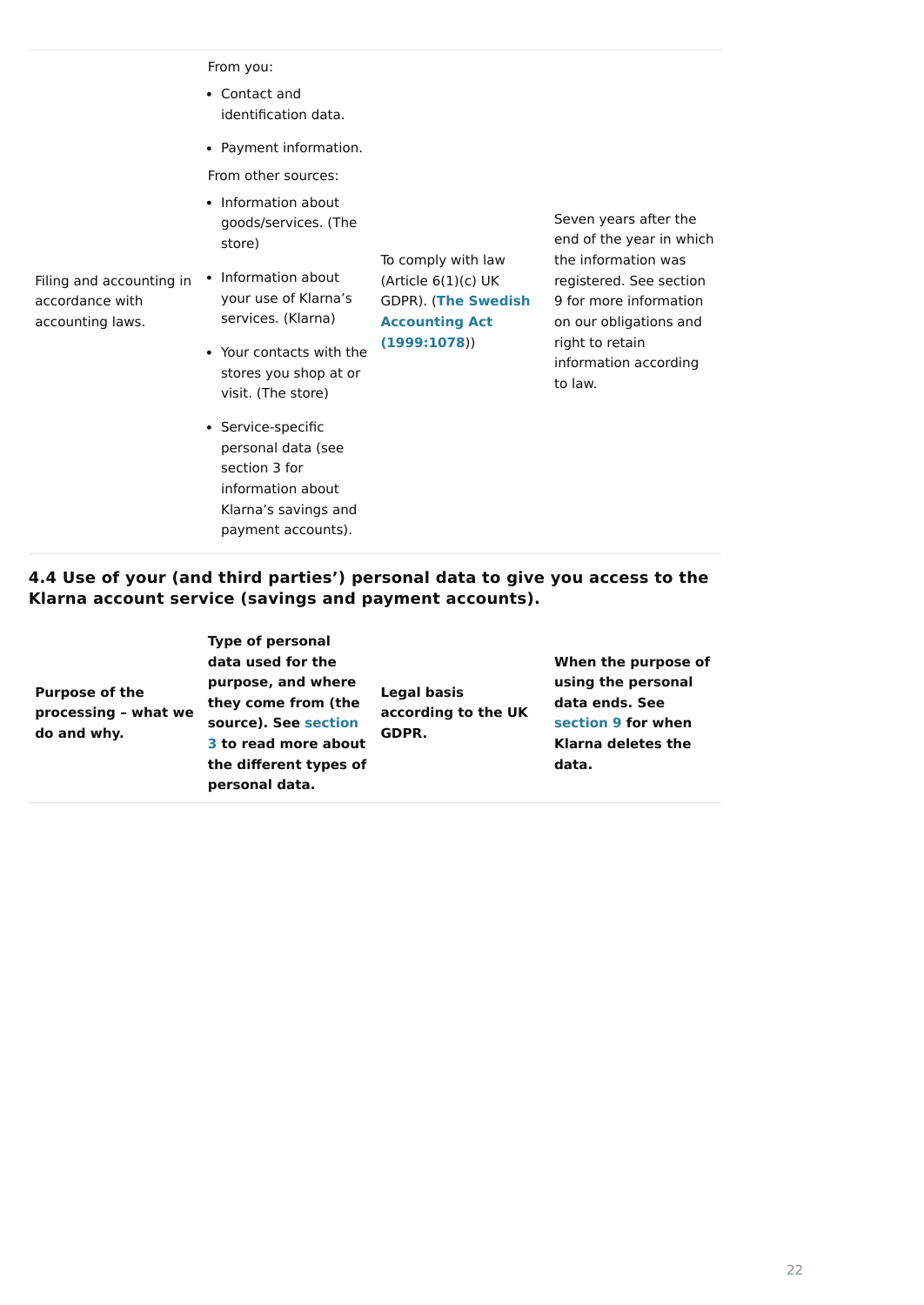| | | | |
|---|---|---|---|
| Filing and accounting in accordance with accounting laws. | From you:<br>• Contact and identification data.<br>• Payment information.<br>From other sources:<br>• Information about goods/services. (The store)<br>• Information about your use of Klarna's services. (Klarna)<br>• Your contacts with the stores you shop at or visit. (The store)<br>• Service-specific personal data (see section 3 for information about Klarna's savings and payment accounts). | To comply with law (Article 6(1)(c) UK GDPR). (**The Swedish Accounting Act (1999:1078)**) | Seven years after the end of the year in which the information was registered. See section 9 for more information on our obligations and right to retain information according to law. |

**4.4 Use of your (and third parties') personal data to give you access to the Klarna account service (savings and payment accounts).**

| Purpose of the processing – what we do and why. | Type of personal data used for the purpose, and where they come from (the source). See section 3 to read more about the different types of personal data. | Legal basis according to the UK GDPR. | When the purpose of using the personal data ends. See section 9 for when Klarna deletes the data. |
|---|---|---|---|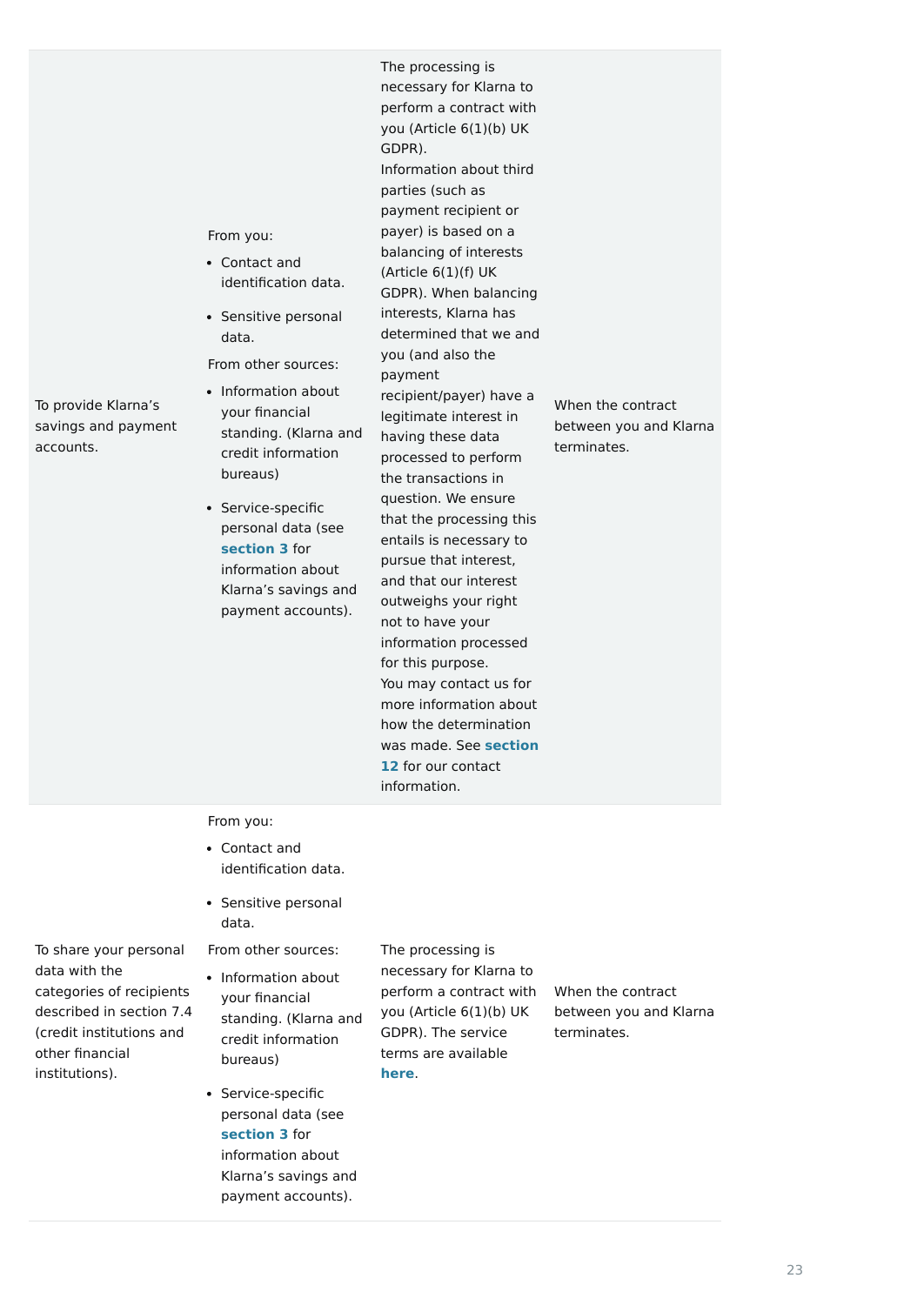| | | | |
|---|---|---|---|
| To provide Klarna's savings and payment accounts. | From you:<br>• Contact and identification data.<br>• Sensitive personal data.<br>From other sources:<br>• Information about your financial standing. (Klarna and credit information bureaus)<br>• Service-specific personal data (see **section 3** for information about Klarna's savings and payment accounts). | The processing is necessary for Klarna to perform a contract with you (Article 6(1)(b) UK GDPR).<br>Information about third parties (such as payment recipient or payer) is based on a balancing of interests (Article 6(1)(f) UK GDPR). When balancing interests, Klarna has determined that we and you (and also the payment recipient/payer) have a legitimate interest in having these data processed to perform the transactions in question. We ensure that the processing this entails is necessary to pursue that interest, and that our interest outweighs your right not to have your information processed for this purpose.<br>You may contact us for more information about how the determination was made. See **section 12** for our contact information. | When the contract between you and Klarna terminates. |
| To share your personal data with the categories of recipients described in section 7.4 (credit institutions and other financial institutions). | From you:<br>• Contact and identification data.<br>• Sensitive personal data.<br>From other sources:<br>• Information about your financial standing. (Klarna and credit information bureaus)<br>• Service-specific personal data (see **section 3** for information about Klarna's savings and payment accounts). | The processing is necessary for Klarna to perform a contract with you (Article 6(1)(b) UK GDPR). The service terms are available **here**. | When the contract between you and Klarna terminates. |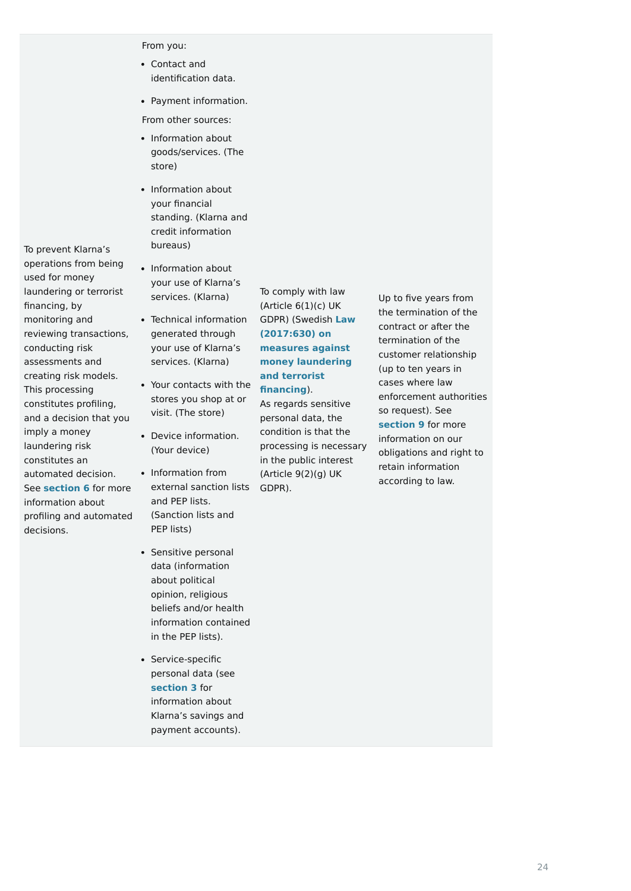| | | | |
|---|---|---|---|
| To prevent Klarna's operations from being used for money laundering or terrorist financing, by monitoring and reviewing transactions, conducting risk assessments and creating risk models. This processing constitutes profiling, and a decision that you imply a money laundering risk constitutes an automated decision. See **section 6** for more information about profiling and automated decisions. | From you:<br>• Contact and identification data.<br>• Payment information.<br>From other sources:<br>• Information about goods/services. (The store)<br>• Information about your financial standing. (Klarna and credit information bureaus)<br>• Information about your use of Klarna's services. (Klarna)<br>• Technical information generated through your use of Klarna's services. (Klarna)<br>• Your contacts with the stores you shop at or visit. (The store)<br>• Device information. (Your device)<br>• Information from external sanction lists and PEP lists. (Sanction lists and PEP lists)<br>• Sensitive personal data (information about political opinion, religious beliefs and/or health information contained in the PEP lists).<br>• Service-specific personal data (see **section 3** for information about Klarna's savings and payment accounts). | To comply with law (Article 6(1)(c) UK GDPR) (Swedish **Law (2017:630) on measures against money laundering and terrorist financing**).<br>As regards sensitive personal data, the condition is that the processing is necessary in the public interest (Article 9(2)(g) UK GDPR). | Up to five years from the termination of the contract or after the termination of the customer relationship (up to ten years in cases where law enforcement authorities so request). See **section 9** for more information on our obligations and right to retain information according to law. |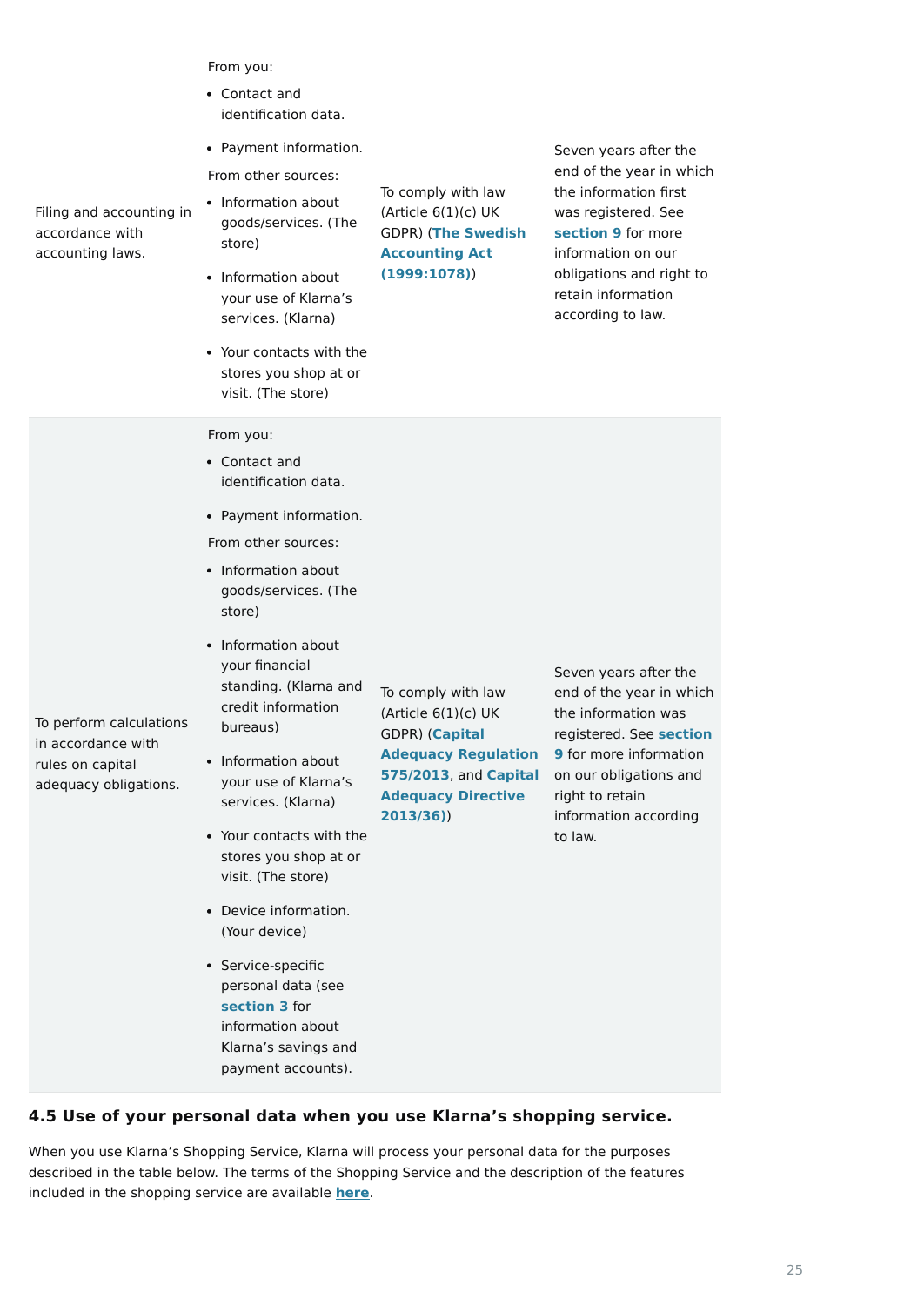| | | | |
|---|---|---|---|
| Filing and accounting in accordance with accounting laws. | From you:<br>• Contact and identification data.<br>• Payment information.<br>From other sources:<br>• Information about goods/services. (The store)<br>• Information about your use of Klarna's services. (Klarna)<br>• Your contacts with the stores you shop at or visit. (The store) | To comply with law (Article 6(1)(c) UK GDPR) (**The Swedish Accounting Act (1999:1078)**) | Seven years after the end of the year in which the information first was registered. See **section 9** for more information on our obligations and right to retain information according to law. |
| To perform calculations in accordance with rules on capital adequacy obligations. | From you:<br>• Contact and identification data.<br>• Payment information.<br>From other sources:<br>• Information about goods/services. (The store)<br>• Information about your financial standing. (Klarna and credit information bureaus)<br>• Information about your use of Klarna's services. (Klarna)<br>• Your contacts with the stores you shop at or visit. (The store)<br>• Device information. (Your device)<br>• Service-specific personal data (see **section 3** for information about Klarna's savings and payment accounts). | To comply with law (Article 6(1)(c) UK GDPR) (**Capital Adequacy Regulation 575/2013**, and **Capital Adequacy Directive 2013/36)**) | Seven years after the end of the year in which the information was registered. See **section 9** for more information on our obligations and right to retain information according to law. |

### 4.5 Use of your personal data when you use Klarna's shopping service.

When you use Klarna's Shopping Service, Klarna will process your personal data for the purposes described in the table below. The terms of the Shopping Service and the description of the features included in the shopping service are available **here**.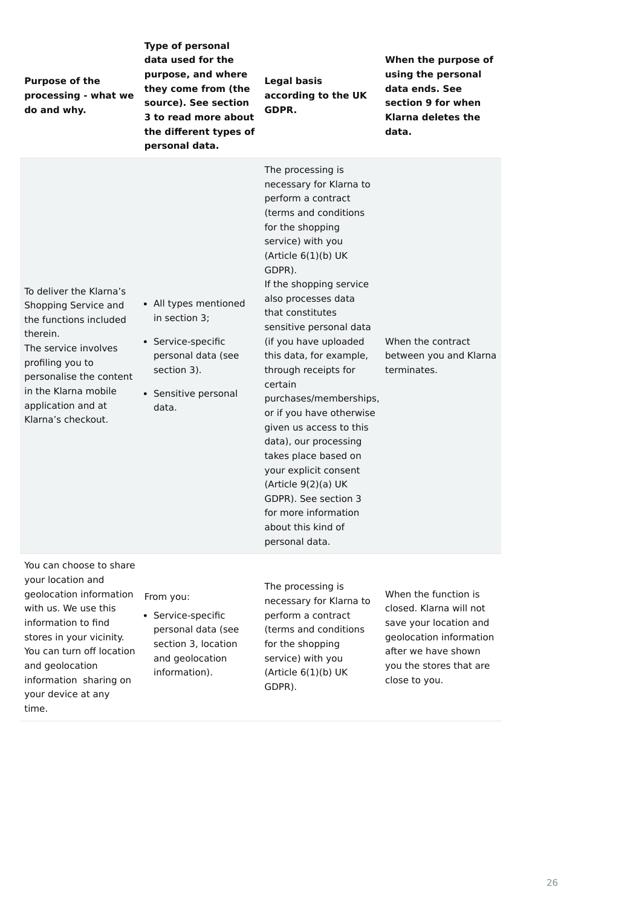| Purpose of the processing - what we do and why. | Type of personal data used for the purpose, and where they come from (the source). See section 3 to read more about the different types of personal data. | Legal basis according to the UK GDPR. | When the purpose of using the personal data ends. See section 9 for when Klarna deletes the data. |
|---|---|---|---|
| To deliver the Klarna's Shopping Service and the functions included therein.<br>The service involves profiling you to personalise the content in the Klarna mobile application and at Klarna's checkout. | • All types mentioned in section 3;<br>• Service-specific personal data (see section 3).<br>• Sensitive personal data. | The processing is necessary for Klarna to perform a contract (terms and conditions for the shopping service) with you (Article 6(1)(b) UK GDPR).<br>If the shopping service also processes data that constitutes sensitive personal data (if you have uploaded this data, for example, through receipts for certain purchases/memberships, or if you have otherwise given us access to this data), our processing takes place based on your explicit consent (Article 9(2)(a) UK GDPR). See section 3 for more information about this kind of personal data. | When the contract between you and Klarna terminates. |
| You can choose to share your location and geolocation information with us. We use this information to find stores in your vicinity. You can turn off location and geolocation information sharing on your device at any time. | From you:<br>• Service-specific personal data (see section 3, location and geolocation information). | The processing is necessary for Klarna to perform a contract (terms and conditions for the shopping service) with you (Article 6(1)(b) UK GDPR). | When the function is closed. Klarna will not save your location and geolocation information after we have shown you the stores that are close to you. |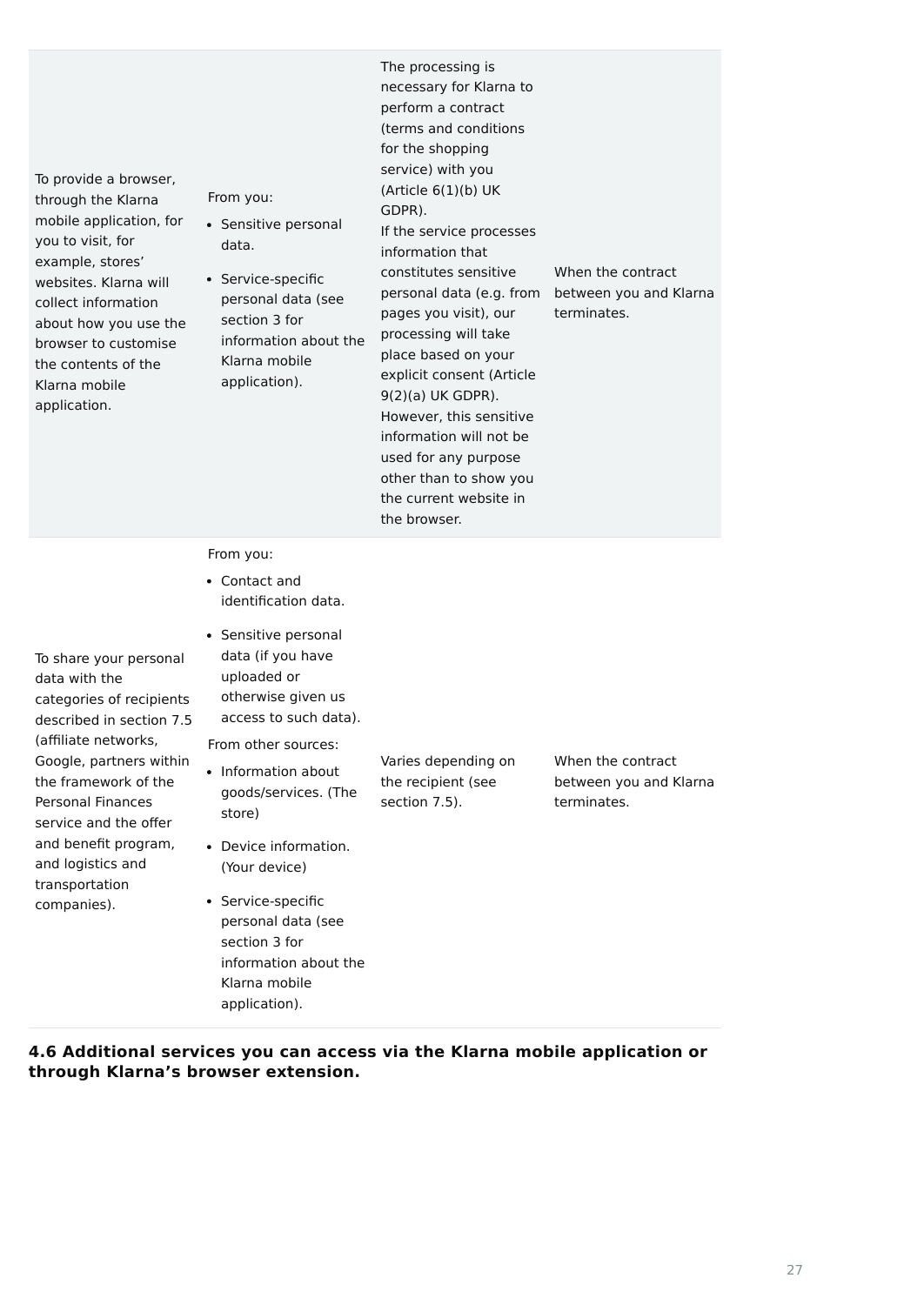| | | | |
|---|---|---|---|
| To provide a browser, through the Klarna mobile application, for you to visit, for example, stores' websites. Klarna will collect information about how you use the browser to customise the contents of the Klarna mobile application. | From you:<br>• Sensitive personal data.<br>• Service-specific personal data (see section 3 for information about the Klarna mobile application). | The processing is necessary for Klarna to perform a contract (terms and conditions for the shopping service) with you (Article 6(1)(b) UK GDPR).<br>If the service processes information that constitutes sensitive personal data (e.g. from pages you visit), our processing will take place based on your explicit consent (Article 9(2)(a) UK GDPR). However, this sensitive information will not be used for any purpose other than to show you the current website in the browser. | When the contract between you and Klarna terminates. |
| To share your personal data with the categories of recipients described in section 7.5 (affiliate networks, Google, partners within the framework of the Personal Finances service and the offer and benefit program, and logistics and transportation companies). | From you:<br>• Contact and identification data.<br>• Sensitive personal data (if you have uploaded or otherwise given us access to such data).<br>From other sources:<br>• Information about goods/services. (The store)<br>• Device information. (Your device)<br>• Service-specific personal data (see section 3 for information about the Klarna mobile application). | Varies depending on the recipient (see section 7.5). | When the contract between you and Klarna terminates. |

### 4.6 Additional services you can access via the Klarna mobile application or through Klarna's browser extension.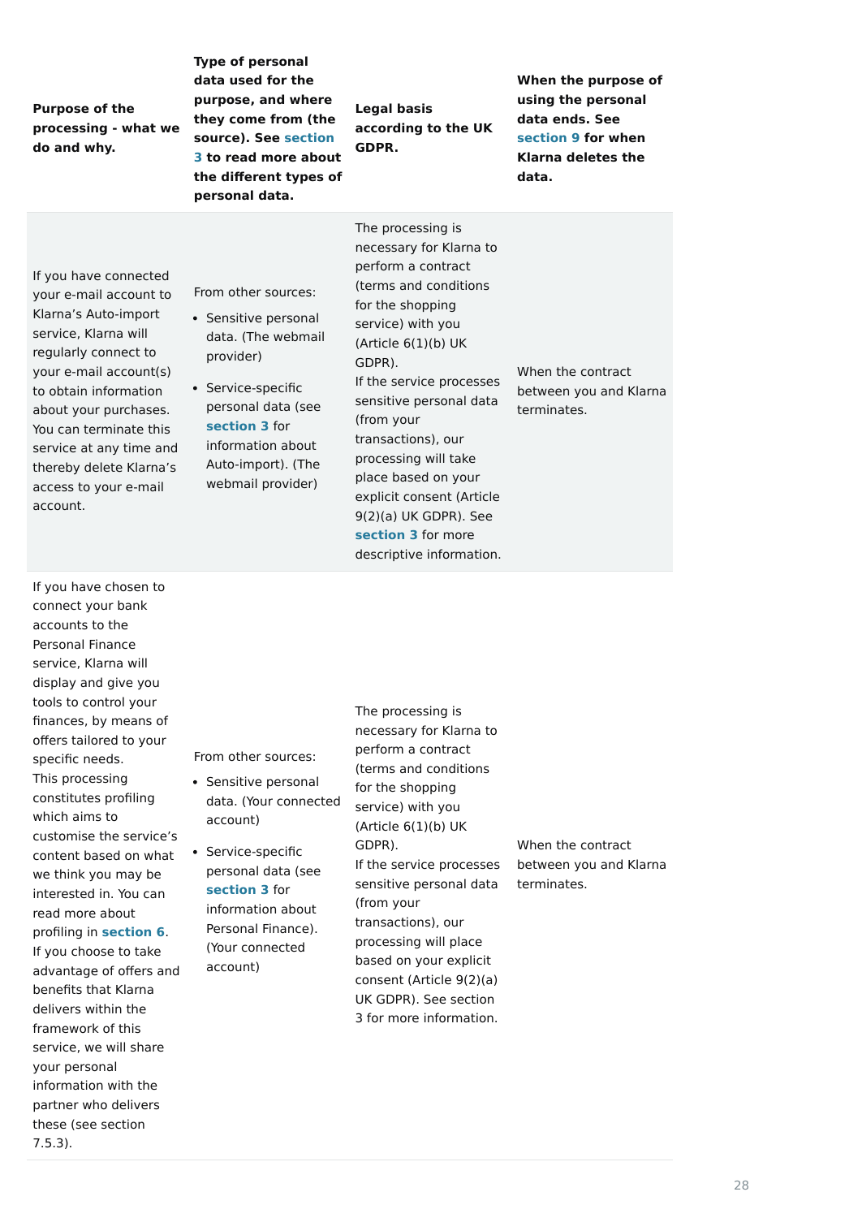| Purpose of the processing - what we do and why. | Type of personal data used for the purpose, and where they come from (the source). See section 3 to read more about the different types of personal data. | Legal basis according to the UK GDPR. | When the purpose of using the personal data ends. See section 9 for when Klarna deletes the data. |
|---|---|---|---|
| If you have connected your e-mail account to Klarna's Auto-import service, Klarna will regularly connect to your e-mail account(s) to obtain information about your purchases. You can terminate this service at any time and thereby delete Klarna's access to your e-mail account. | From other sources:<br>• Sensitive personal data. (The webmail provider)<br>• Service-specific personal data (see section 3 for information about Auto-import). (The webmail provider) | The processing is necessary for Klarna to perform a contract (terms and conditions for the shopping service) with you (Article 6(1)(b) UK GDPR).<br>If the service processes sensitive personal data (from your transactions), our processing will take place based on your explicit consent (Article 9(2)(a) UK GDPR). See section 3 for more descriptive information. | When the contract between you and Klarna terminates. |
| If you have chosen to connect your bank accounts to the Personal Finance service, Klarna will display and give you tools to control your finances, by means of offers tailored to your specific needs.<br>This processing constitutes profiling which aims to customise the service's content based on what we think you may be interested in. You can read more about profiling in section 6.<br>If you choose to take advantage of offers and benefits that Klarna delivers within the framework of this service, we will share your personal information with the partner who delivers these (see section 7.5.3). | From other sources:<br>• Sensitive personal data. (Your connected account)<br>• Service-specific personal data (see section 3 for information about Personal Finance). (Your connected account) | The processing is necessary for Klarna to perform a contract (terms and conditions for the shopping service) with you (Article 6(1)(b) UK GDPR).<br>If the service processes sensitive personal data (from your transactions), our processing will place based on your explicit consent (Article 9(2)(a) UK GDPR). See section 3 for more information. | When the contract between you and Klarna terminates. |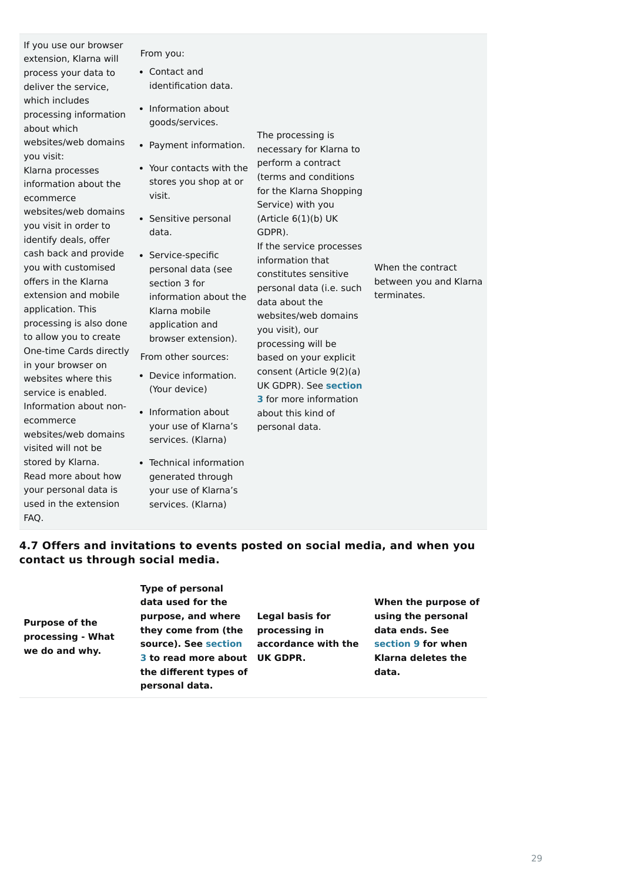| | | | |
|---|---|---|---|
| If you use our browser extension, Klarna will process your data to deliver the service, which includes processing information about which websites/web domains you visit:<br>Klarna processes information about the ecommerce websites/web domains you visit in order to identify deals, offer cash back and provide you with customised offers in the Klarna extension and mobile application. This processing is also done to allow you to create One-time Cards directly in your browser on websites where this service is enabled.<br>Information about non-ecommerce websites/web domains visited will not be stored by Klarna.<br>Read more about how your personal data is used in the extension FAQ. | From you:<br>• Contact and identification data.<br>• Information about goods/services.<br>• Payment information.<br>• Your contacts with the stores you shop at or visit.<br>• Sensitive personal data.<br>• Service-specific personal data (see section 3 for information about the Klarna mobile application and browser extension).<br>From other sources:<br>• Device information. (Your device)<br>• Information about your use of Klarna's services. (Klarna)<br>• Technical information generated through your use of Klarna's services. (Klarna) | The processing is necessary for Klarna to perform a contract (terms and conditions for the Klarna Shopping Service) with you (Article 6(1)(b) UK GDPR).<br>If the service processes information that constitutes sensitive personal data (i.e. such data about the websites/web domains you visit), our processing will be based on your explicit consent (Article 9(2)(a) UK GDPR). See **section 3** for more information about this kind of personal data. | When the contract between you and Klarna terminates. |

### 4.7 Offers and invitations to events posted on social media, and when you contact us through social media.

| Purpose of the processing - What we do and why. | Type of personal data used for the purpose, and where they come from (the source). See section 3 to read more about the different types of personal data. | Legal basis for processing in accordance with the UK GDPR. | When the purpose of using the personal data ends. See section 9 for when Klarna deletes the data. |
|---|---|---|---|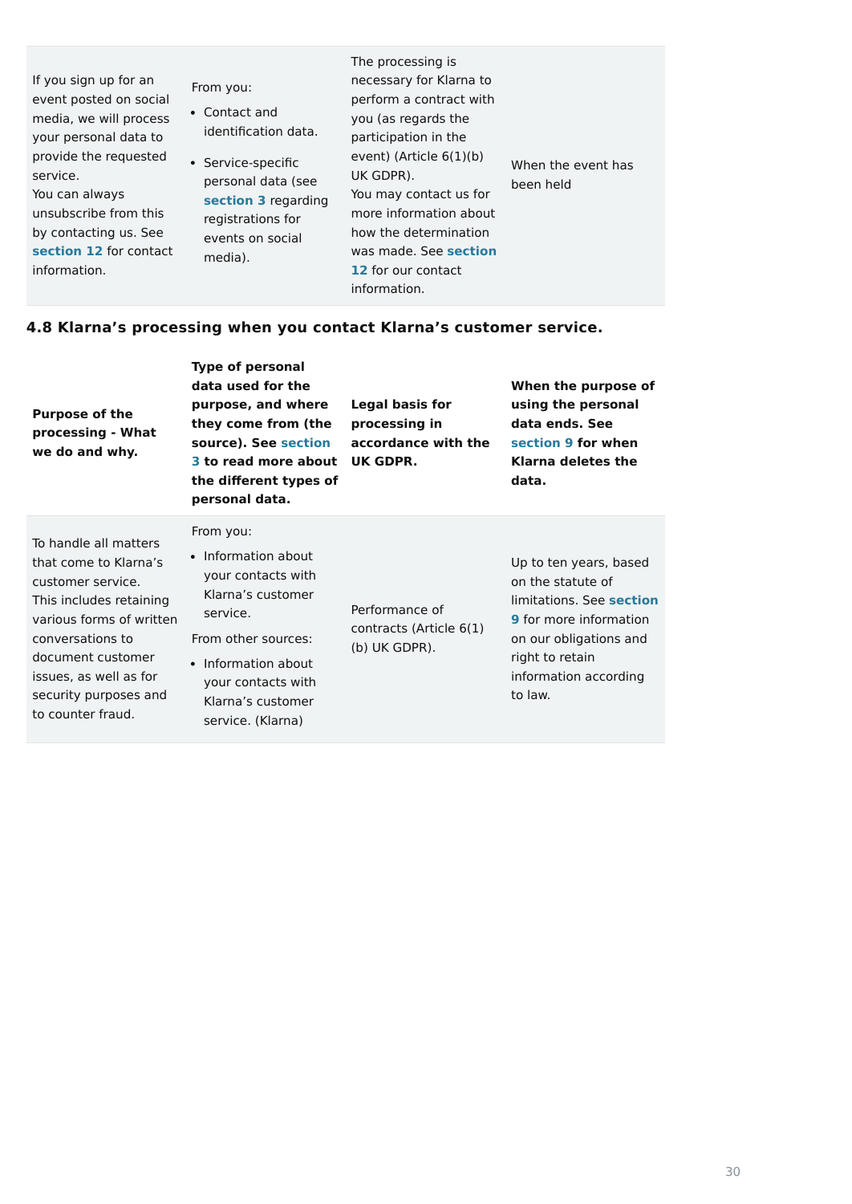| | | | |
|---|---|---|---|
| If you sign up for an event posted on social media, we will process your personal data to provide the requested service.<br>You can always unsubscribe from this by contacting us. See **section 12** for contact information. | From you:<br>• Contact and identification data.<br>• Service-specific personal data (see **section 3** regarding registrations for events on social media). | The processing is necessary for Klarna to perform a contract with you (as regards the participation in the event) (Article 6(1)(b) UK GDPR).<br>You may contact us for more information about how the determination was made. See **section 12** for our contact information. | When the event has been held |

### 4.8 Klarna's processing when you contact Klarna's customer service.

| Purpose of the processing - What we do and why. | Type of personal data used for the purpose, and where they come from (the source). See section 3 to read more about the different types of personal data. | Legal basis for processing in accordance with the UK GDPR. | When the purpose of using the personal data ends. See section 9 for when Klarna deletes the data. |
|---|---|---|---|
| To handle all matters that come to Klarna's customer service.<br>This includes retaining various forms of written conversations to document customer issues, as well as for security purposes and to counter fraud. | From you:<br>• Information about your contacts with Klarna's customer service.<br>From other sources:<br>• Information about your contacts with Klarna's customer service. (Klarna) | Performance of contracts (Article 6(1)(b) UK GDPR). | Up to ten years, based on the statute of limitations. See **section 9** for more information on our obligations and right to retain information according to law. |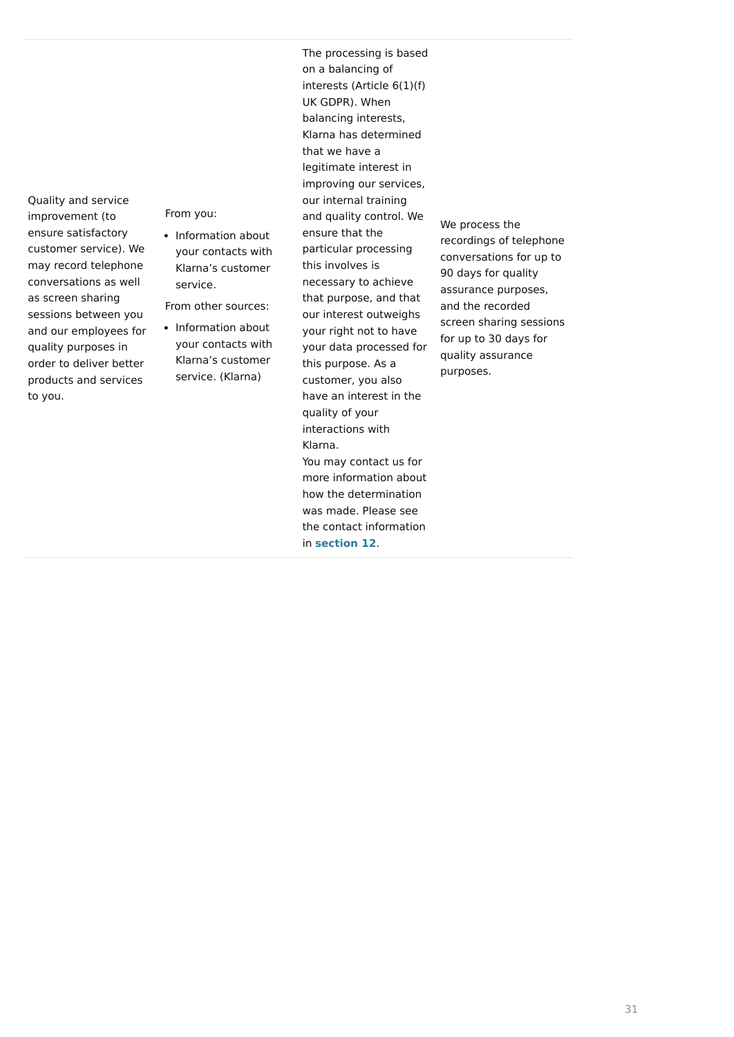| | | | |
|---|---|---|---|
| Quality and service improvement (to ensure satisfactory customer service). We may record telephone conversations as well as screen sharing sessions between you and our employees for quality purposes in order to deliver better products and services to you. | From you:<br>• Information about your contacts with Klarna's customer service.<br>From other sources:<br>• Information about your contacts with Klarna's customer service. (Klarna) | The processing is based on a balancing of interests (Article 6(1)(f) UK GDPR). When balancing interests, Klarna has determined that we have a legitimate interest in improving our services, our internal training and quality control. We ensure that the particular processing this involves is necessary to achieve that purpose, and that our interest outweighs your right not to have your data processed for this purpose. As a customer, you also have an interest in the quality of your interactions with Klarna.<br>You may contact us for more information about how the determination was made. Please see the contact information in **section 12**. | We process the recordings of telephone conversations for up to 90 days for quality assurance purposes, and the recorded screen sharing sessions for up to 30 days for quality assurance purposes. |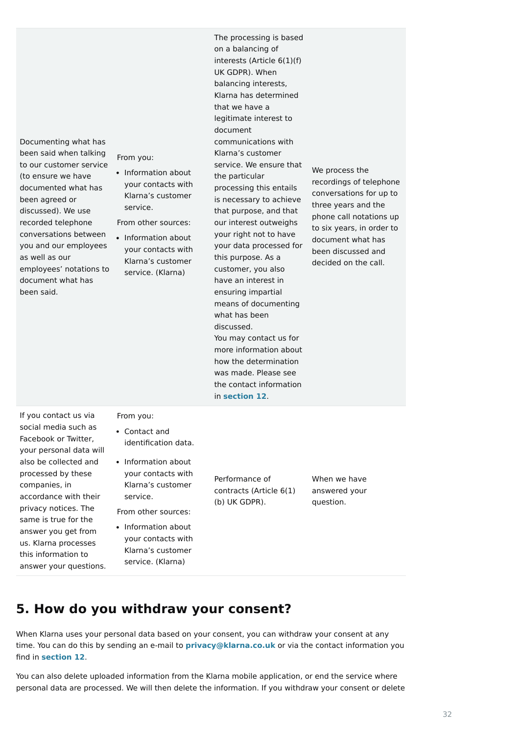| | | | |
|---|---|---|---|
| Documenting what has been said when talking to our customer service (to ensure we have documented what has been agreed or discussed). We use recorded telephone conversations between you and our employees as well as our employees' notations to document what has been said. | From you:<br>• Information about your contacts with Klarna's customer service.<br>From other sources:<br>• Information about your contacts with Klarna's customer service. (Klarna) | The processing is based on a balancing of interests (Article 6(1)(f) UK GDPR). When balancing interests, Klarna has determined that we have a legitimate interest to document communications with Klarna's customer service. We ensure that the particular processing this entails is necessary to achieve that purpose, and that our interest outweighs your right not to have your data processed for this purpose. As a customer, you also have an interest in ensuring impartial means of documenting what has been discussed.<br>You may contact us for more information about how the determination was made. Please see the contact information in **section 12**. | We process the recordings of telephone conversations for up to three years and the phone call notations up to six years, in order to document what has been discussed and decided on the call. |
| If you contact us via social media such as Facebook or Twitter, your personal data will also be collected and processed by these companies, in accordance with their privacy notices. The same is true for the answer you get from us. Klarna processes this information to answer your questions. | From you:<br>• Contact and identification data.<br>• Information about your contacts with Klarna's customer service.<br>From other sources:<br>• Information about your contacts with Klarna's customer service. (Klarna) | Performance of contracts (Article 6(1)(b) UK GDPR). | When we have answered your question. |

## 5. How do you withdraw your consent?

When Klarna uses your personal data based on your consent, you can withdraw your consent at any time. You can do this by sending an e-mail to **privacy@klarna.co.uk** or via the contact information you find in **section 12**.

You can also delete uploaded information from the Klarna mobile application, or end the service where personal data are processed. We will then delete the information. If you withdraw your consent or delete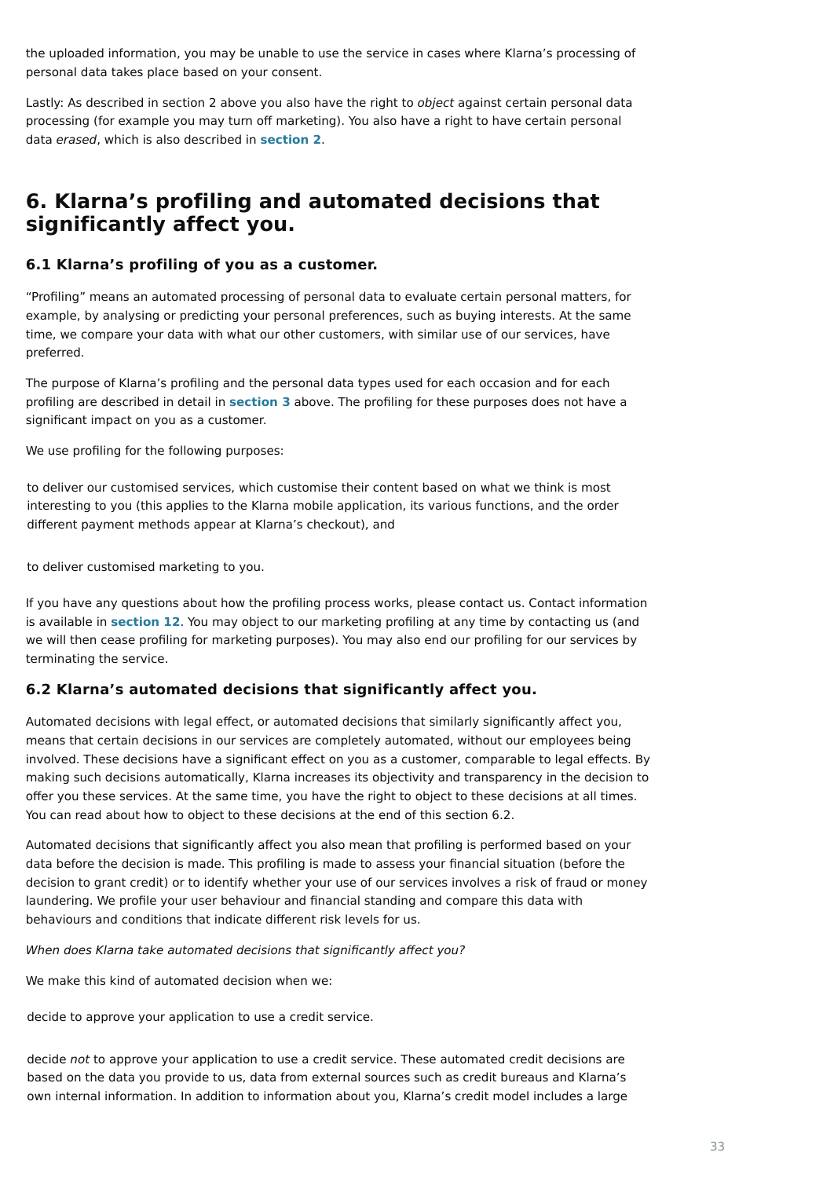the uploaded information, you may be unable to use the service in cases where Klarna's processing of personal data takes place based on your consent.

Lastly: As described in section 2 above you also have the right to *object* against certain personal data processing (for example you may turn off marketing). You also have a right to have certain personal data *erased*, which is also described in **section 2**.

## 6. Klarna's profiling and automated decisions that significantly affect you.

### 6.1 Klarna's profiling of you as a customer.

"Profiling" means an automated processing of personal data to evaluate certain personal matters, for example, by analysing or predicting your personal preferences, such as buying interests. At the same time, we compare your data with what our other customers, with similar use of our services, have preferred.

The purpose of Klarna's profiling and the personal data types used for each occasion and for each profiling are described in detail in **section 3** above. The profiling for these purposes does not have a significant impact on you as a customer.

We use profiling for the following purposes:

- to deliver our customised services, which customise their content based on what we think is most interesting to you (this applies to the Klarna mobile application, its various functions, and the order different payment methods appear at Klarna's checkout), and

- to deliver customised marketing to you.

If you have any questions about how the profiling process works, please contact us. Contact information is available in **section 12**. You may object to our marketing profiling at any time by contacting us (and we will then cease profiling for marketing purposes). You may also end our profiling for our services by terminating the service.

### 6.2 Klarna's automated decisions that significantly affect you.

Automated decisions with legal effect, or automated decisions that similarly significantly affect you, means that certain decisions in our services are completely automated, without our employees being involved. These decisions have a significant effect on you as a customer, comparable to legal effects. By making such decisions automatically, Klarna increases its objectivity and transparency in the decision to offer you these services. At the same time, you have the right to object to these decisions at all times. You can read about how to object to these decisions at the end of this section 6.2.

Automated decisions that significantly affect you also mean that profiling is performed based on your data before the decision is made. This profiling is made to assess your financial situation (before the decision to grant credit) or to identify whether your use of our services involves a risk of fraud or money laundering. We profile your user behaviour and financial standing and compare this data with behaviours and conditions that indicate different risk levels for us.

*When does Klarna take automated decisions that significantly affect you?*

We make this kind of automated decision when we:

- decide to approve your application to use a credit service.

- decide *not* to approve your application to use a credit service. These automated credit decisions are based on the data you provide to us, data from external sources such as credit bureaus and Klarna's own internal information. In addition to information about you, Klarna's credit model includes a large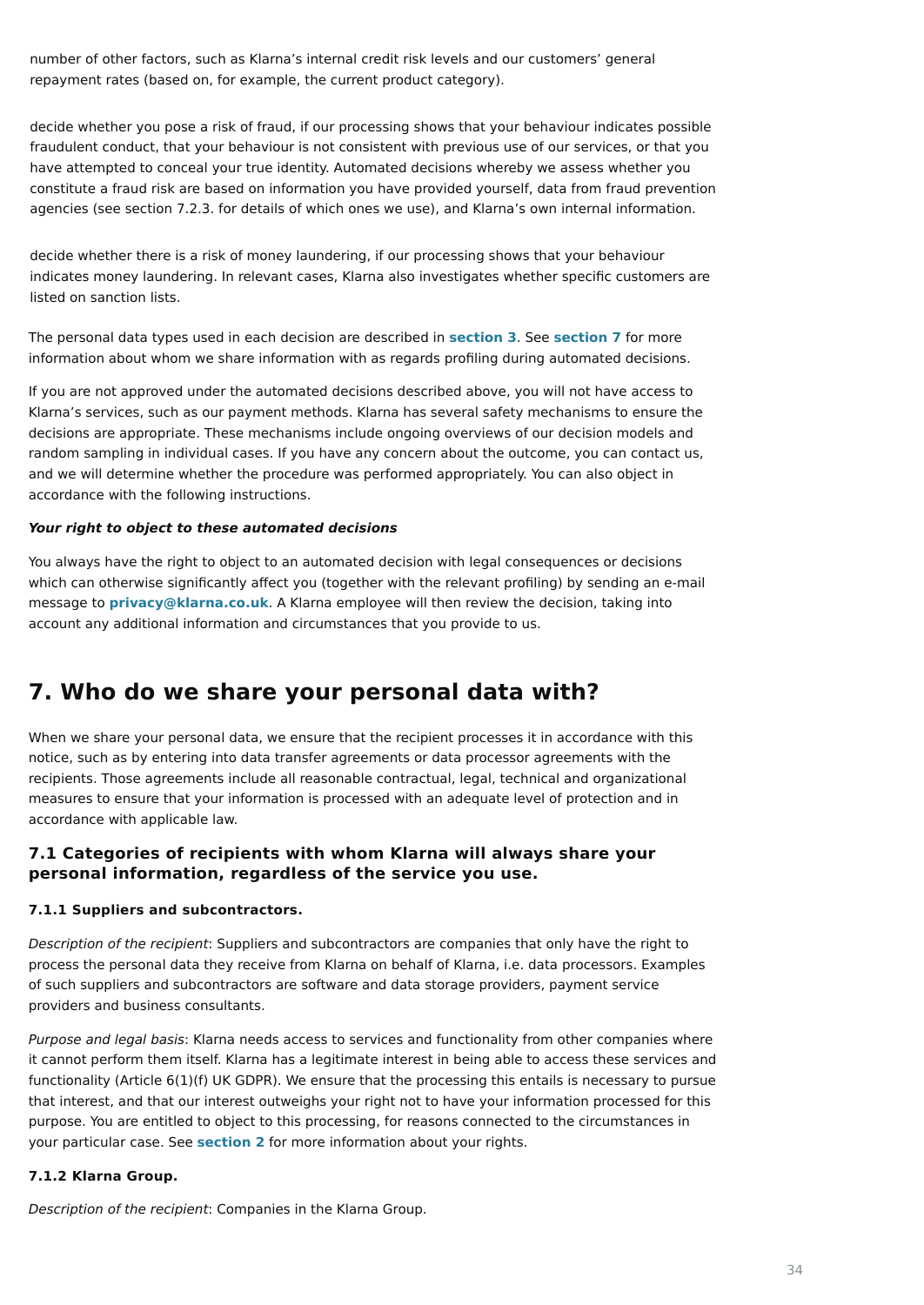number of other factors, such as Klarna's internal credit risk levels and our customers' general repayment rates (based on, for example, the current product category).

decide whether you pose a risk of fraud, if our processing shows that your behaviour indicates possible fraudulent conduct, that your behaviour is not consistent with previous use of our services, or that you have attempted to conceal your true identity. Automated decisions whereby we assess whether you constitute a fraud risk are based on information you have provided yourself, data from fraud prevention agencies (see section 7.2.3. for details of which ones we use), and Klarna's own internal information.

decide whether there is a risk of money laundering, if our processing shows that your behaviour indicates money laundering. In relevant cases, Klarna also investigates whether specific customers are listed on sanction lists.

The personal data types used in each decision are described in **section 3**. See **section 7** for more information about whom we share information with as regards profiling during automated decisions.

If you are not approved under the automated decisions described above, you will not have access to Klarna's services, such as our payment methods. Klarna has several safety mechanisms to ensure the decisions are appropriate. These mechanisms include ongoing overviews of our decision models and random sampling in individual cases. If you have any concern about the outcome, you can contact us, and we will determine whether the procedure was performed appropriately. You can also object in accordance with the following instructions.

***Your right to object to these automated decisions***

You always have the right to object to an automated decision with legal consequences or decisions which can otherwise significantly affect you (together with the relevant profiling) by sending an e-mail message to **privacy@klarna.co.uk**. A Klarna employee will then review the decision, taking into account any additional information and circumstances that you provide to us.

## 7. Who do we share your personal data with?

When we share your personal data, we ensure that the recipient processes it in accordance with this notice, such as by entering into data transfer agreements or data processor agreements with the recipients. Those agreements include all reasonable contractual, legal, technical and organizational measures to ensure that your information is processed with an adequate level of protection and in accordance with applicable law.

### 7.1 Categories of recipients with whom Klarna will always share your personal information, regardless of the service you use.

#### 7.1.1 Suppliers and subcontractors.

*Description of the recipient*: Suppliers and subcontractors are companies that only have the right to process the personal data they receive from Klarna on behalf of Klarna, i.e. data processors. Examples of such suppliers and subcontractors are software and data storage providers, payment service providers and business consultants.

*Purpose and legal basis*: Klarna needs access to services and functionality from other companies where it cannot perform them itself. Klarna has a legitimate interest in being able to access these services and functionality (Article 6(1)(f) UK GDPR). We ensure that the processing this entails is necessary to pursue that interest, and that our interest outweighs your right not to have your information processed for this purpose. You are entitled to object to this processing, for reasons connected to the circumstances in your particular case. See **section 2** for more information about your rights.

#### 7.1.2 Klarna Group.

*Description of the recipient*: Companies in the Klarna Group.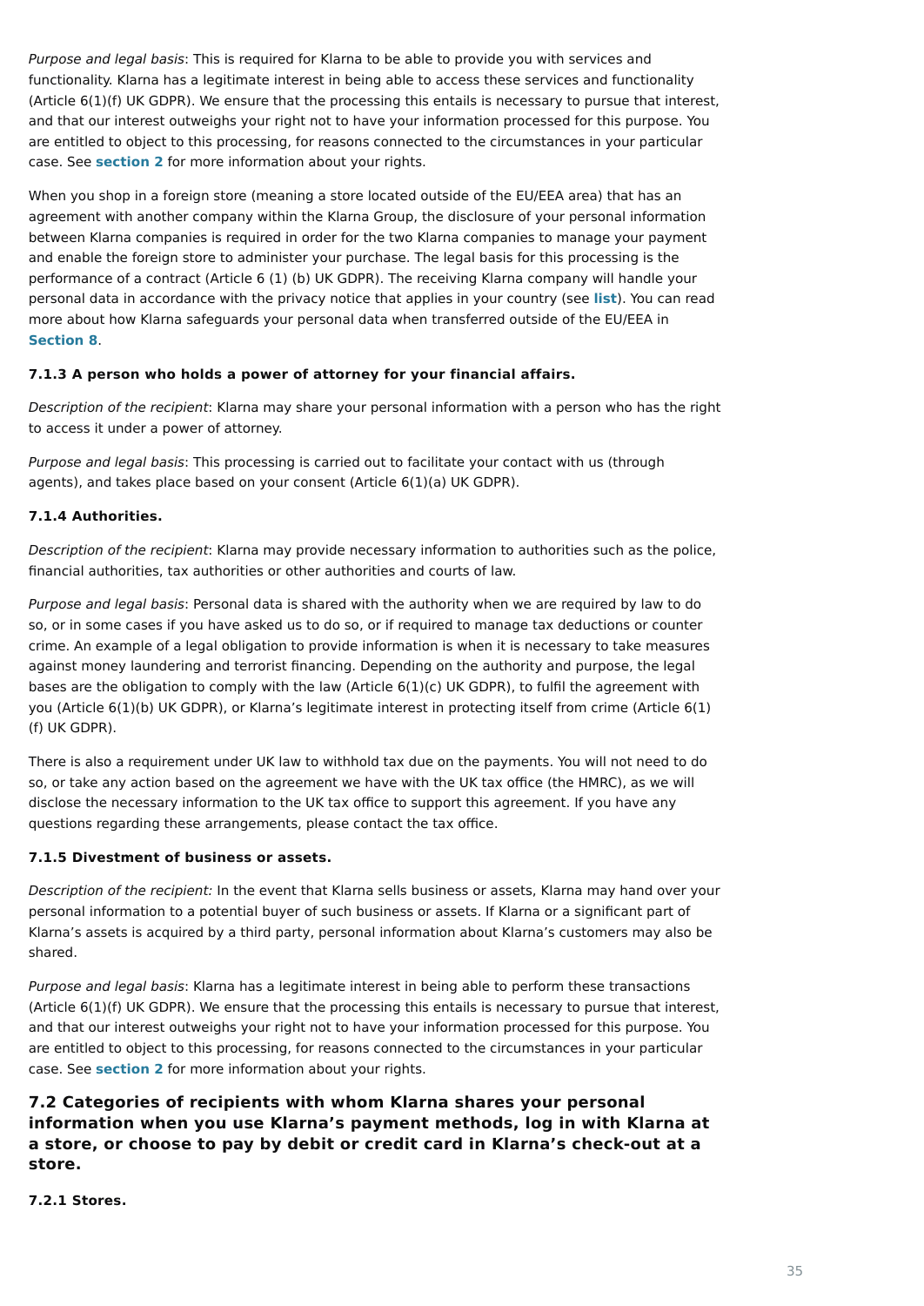*Purpose and legal basis*: This is required for Klarna to be able to provide you with services and functionality. Klarna has a legitimate interest in being able to access these services and functionality (Article 6(1)(f) UK GDPR). We ensure that the processing this entails is necessary to pursue that interest, and that our interest outweighs your right not to have your information processed for this purpose. You are entitled to object to this processing, for reasons connected to the circumstances in your particular case. See **section 2** for more information about your rights.

When you shop in a foreign store (meaning a store located outside of the EU/EEA area) that has an agreement with another company within the Klarna Group, the disclosure of your personal information between Klarna companies is required in order for the two Klarna companies to manage your payment and enable the foreign store to administer your purchase. The legal basis for this processing is the performance of a contract (Article 6 (1) (b) UK GDPR). The receiving Klarna company will handle your personal data in accordance with the privacy notice that applies in your country (see **list**). You can read more about how Klarna safeguards your personal data when transferred outside of the EU/EEA in **Section 8**.

#### 7.1.3 A person who holds a power of attorney for your financial affairs.

*Description of the recipient*: Klarna may share your personal information with a person who has the right to access it under a power of attorney.

*Purpose and legal basis*: This processing is carried out to facilitate your contact with us (through agents), and takes place based on your consent (Article 6(1)(a) UK GDPR).

#### 7.1.4 Authorities.

*Description of the recipient*: Klarna may provide necessary information to authorities such as the police, financial authorities, tax authorities or other authorities and courts of law.

*Purpose and legal basis*: Personal data is shared with the authority when we are required by law to do so, or in some cases if you have asked us to do so, or if required to manage tax deductions or counter crime. An example of a legal obligation to provide information is when it is necessary to take measures against money laundering and terrorist financing. Depending on the authority and purpose, the legal bases are the obligation to comply with the law (Article 6(1)(c) UK GDPR), to fulfil the agreement with you (Article 6(1)(b) UK GDPR), or Klarna's legitimate interest in protecting itself from crime (Article 6(1)(f) UK GDPR).

There is also a requirement under UK law to withhold tax due on the payments. You will not need to do so, or take any action based on the agreement we have with the UK tax office (the HMRC), as we will disclose the necessary information to the UK tax office to support this agreement. If you have any questions regarding these arrangements, please contact the tax office.

#### 7.1.5 Divestment of business or assets.

*Description of the recipient:* In the event that Klarna sells business or assets, Klarna may hand over your personal information to a potential buyer of such business or assets. If Klarna or a significant part of Klarna's assets is acquired by a third party, personal information about Klarna's customers may also be shared.

*Purpose and legal basis*: Klarna has a legitimate interest in being able to perform these transactions (Article 6(1)(f) UK GDPR). We ensure that the processing this entails is necessary to pursue that interest, and that our interest outweighs your right not to have your information processed for this purpose. You are entitled to object to this processing, for reasons connected to the circumstances in your particular case. See **section 2** for more information about your rights.

### 7.2 Categories of recipients with whom Klarna shares your personal information when you use Klarna's payment methods, log in with Klarna at a store, or choose to pay by debit or credit card in Klarna's check-out at a store.

#### 7.2.1 Stores.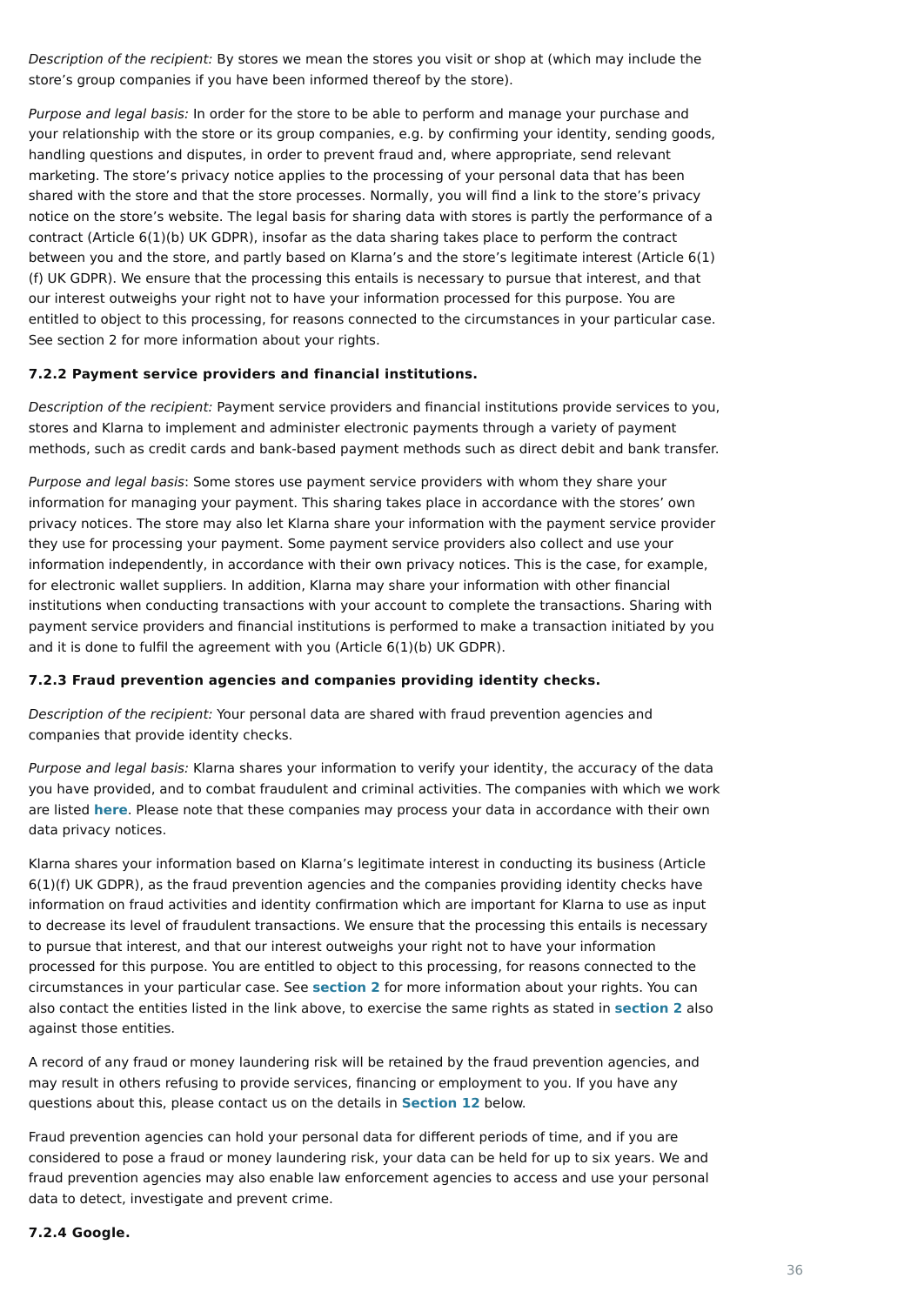*Description of the recipient:* By stores we mean the stores you visit or shop at (which may include the store's group companies if you have been informed thereof by the store).

*Purpose and legal basis:* In order for the store to be able to perform and manage your purchase and your relationship with the store or its group companies, e.g. by confirming your identity, sending goods, handling questions and disputes, in order to prevent fraud and, where appropriate, send relevant marketing. The store's privacy notice applies to the processing of your personal data that has been shared with the store and that the store processes. Normally, you will find a link to the store's privacy notice on the store's website. The legal basis for sharing data with stores is partly the performance of a contract (Article 6(1)(b) UK GDPR), insofar as the data sharing takes place to perform the contract between you and the store, and partly based on Klarna's and the store's legitimate interest (Article 6(1)(f) UK GDPR). We ensure that the processing this entails is necessary to pursue that interest, and that our interest outweighs your right not to have your information processed for this purpose. You are entitled to object to this processing, for reasons connected to the circumstances in your particular case. See section 2 for more information about your rights.

**7.2.2 Payment service providers and financial institutions.**

*Description of the recipient:* Payment service providers and financial institutions provide services to you, stores and Klarna to implement and administer electronic payments through a variety of payment methods, such as credit cards and bank-based payment methods such as direct debit and bank transfer.

*Purpose and legal basis*: Some stores use payment service providers with whom they share your information for managing your payment. This sharing takes place in accordance with the stores' own privacy notices. The store may also let Klarna share your information with the payment service provider they use for processing your payment. Some payment service providers also collect and use your information independently, in accordance with their own privacy notices. This is the case, for example, for electronic wallet suppliers. In addition, Klarna may share your information with other financial institutions when conducting transactions with your account to complete the transactions. Sharing with payment service providers and financial institutions is performed to make a transaction initiated by you and it is done to fulfil the agreement with you (Article 6(1)(b) UK GDPR).

**7.2.3 Fraud prevention agencies and companies providing identity checks.**

*Description of the recipient:* Your personal data are shared with fraud prevention agencies and companies that provide identity checks.

*Purpose and legal basis:* Klarna shares your information to verify your identity, the accuracy of the data you have provided, and to combat fraudulent and criminal activities. The companies with which we work are listed **here**. Please note that these companies may process your data in accordance with their own data privacy notices.

Klarna shares your information based on Klarna's legitimate interest in conducting its business (Article 6(1)(f) UK GDPR), as the fraud prevention agencies and the companies providing identity checks have information on fraud activities and identity confirmation which are important for Klarna to use as input to decrease its level of fraudulent transactions. We ensure that the processing this entails is necessary to pursue that interest, and that our interest outweighs your right not to have your information processed for this purpose. You are entitled to object to this processing, for reasons connected to the circumstances in your particular case. See **section 2** for more information about your rights. You can also contact the entities listed in the link above, to exercise the same rights as stated in **section 2** also against those entities.

A record of any fraud or money laundering risk will be retained by the fraud prevention agencies, and may result in others refusing to provide services, financing or employment to you. If you have any questions about this, please contact us on the details in **Section 12** below.

Fraud prevention agencies can hold your personal data for different periods of time, and if you are considered to pose a fraud or money laundering risk, your data can be held for up to six years. We and fraud prevention agencies may also enable law enforcement agencies to access and use your personal data to detect, investigate and prevent crime.

**7.2.4 Google.**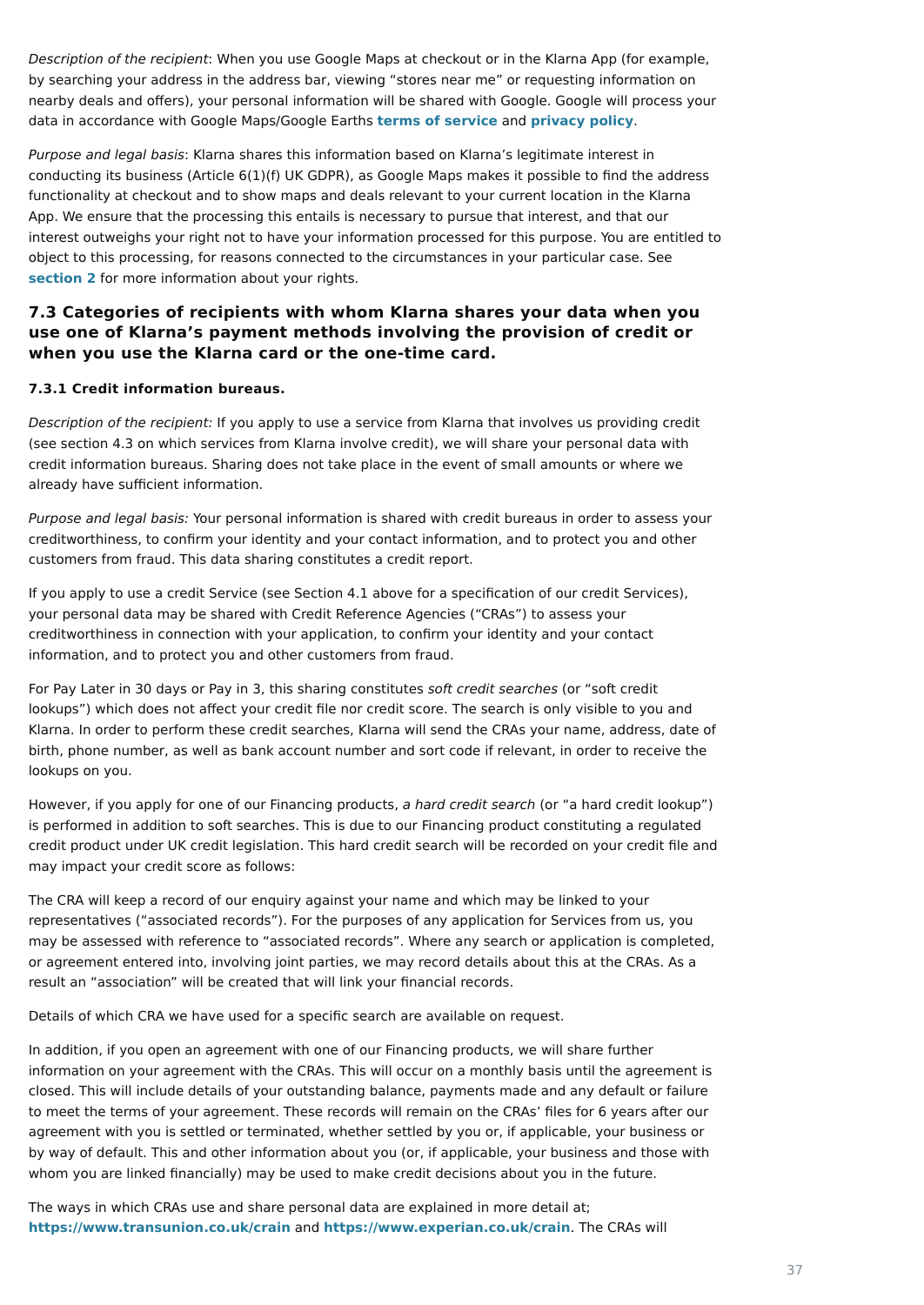*Description of the recipient*: When you use Google Maps at checkout or in the Klarna App (for example, by searching your address in the address bar, viewing "stores near me" or requesting information on nearby deals and offers), your personal information will be shared with Google. Google will process your data in accordance with Google Maps/Google Earths **terms of service** and **privacy policy**.

*Purpose and legal basis*: Klarna shares this information based on Klarna's legitimate interest in conducting its business (Article 6(1)(f) UK GDPR), as Google Maps makes it possible to find the address functionality at checkout and to show maps and deals relevant to your current location in the Klarna App. We ensure that the processing this entails is necessary to pursue that interest, and that our interest outweighs your right not to have your information processed for this purpose. You are entitled to object to this processing, for reasons connected to the circumstances in your particular case. See **section 2** for more information about your rights.

### 7.3 Categories of recipients with whom Klarna shares your data when you use one of Klarna's payment methods involving the provision of credit or when you use the Klarna card or the one-time card.

#### 7.3.1 Credit information bureaus.

*Description of the recipient:* If you apply to use a service from Klarna that involves us providing credit (see section 4.3 on which services from Klarna involve credit), we will share your personal data with credit information bureaus. Sharing does not take place in the event of small amounts or where we already have sufficient information.

*Purpose and legal basis:* Your personal information is shared with credit bureaus in order to assess your creditworthiness, to confirm your identity and your contact information, and to protect you and other customers from fraud. This data sharing constitutes a credit report.

If you apply to use a credit Service (see Section 4.1 above for a specification of our credit Services), your personal data may be shared with Credit Reference Agencies ("CRAs") to assess your creditworthiness in connection with your application, to confirm your identity and your contact information, and to protect you and other customers from fraud.

For Pay Later in 30 days or Pay in 3, this sharing constitutes *soft credit searches* (or "soft credit lookups") which does not affect your credit file nor credit score. The search is only visible to you and Klarna. In order to perform these credit searches, Klarna will send the CRAs your name, address, date of birth, phone number, as well as bank account number and sort code if relevant, in order to receive the lookups on you.

However, if you apply for one of our Financing products, *a hard credit search* (or "a hard credit lookup") is performed in addition to soft searches. This is due to our Financing product constituting a regulated credit product under UK credit legislation. This hard credit search will be recorded on your credit file and may impact your credit score as follows:

The CRA will keep a record of our enquiry against your name and which may be linked to your representatives ("associated records"). For the purposes of any application for Services from us, you may be assessed with reference to "associated records". Where any search or application is completed, or agreement entered into, involving joint parties, we may record details about this at the CRAs. As a result an "association" will be created that will link your financial records.

Details of which CRA we have used for a specific search are available on request.

In addition, if you open an agreement with one of our Financing products, we will share further information on your agreement with the CRAs. This will occur on a monthly basis until the agreement is closed. This will include details of your outstanding balance, payments made and any default or failure to meet the terms of your agreement. These records will remain on the CRAs' files for 6 years after our agreement with you is settled or terminated, whether settled by you or, if applicable, your business or by way of default. This and other information about you (or, if applicable, your business and those with whom you are linked financially) may be used to make credit decisions about you in the future.

The ways in which CRAs use and share personal data are explained in more detail at; **https://www.transunion.co.uk/crain** and **https://www.experian.co.uk/crain**. The CRAs will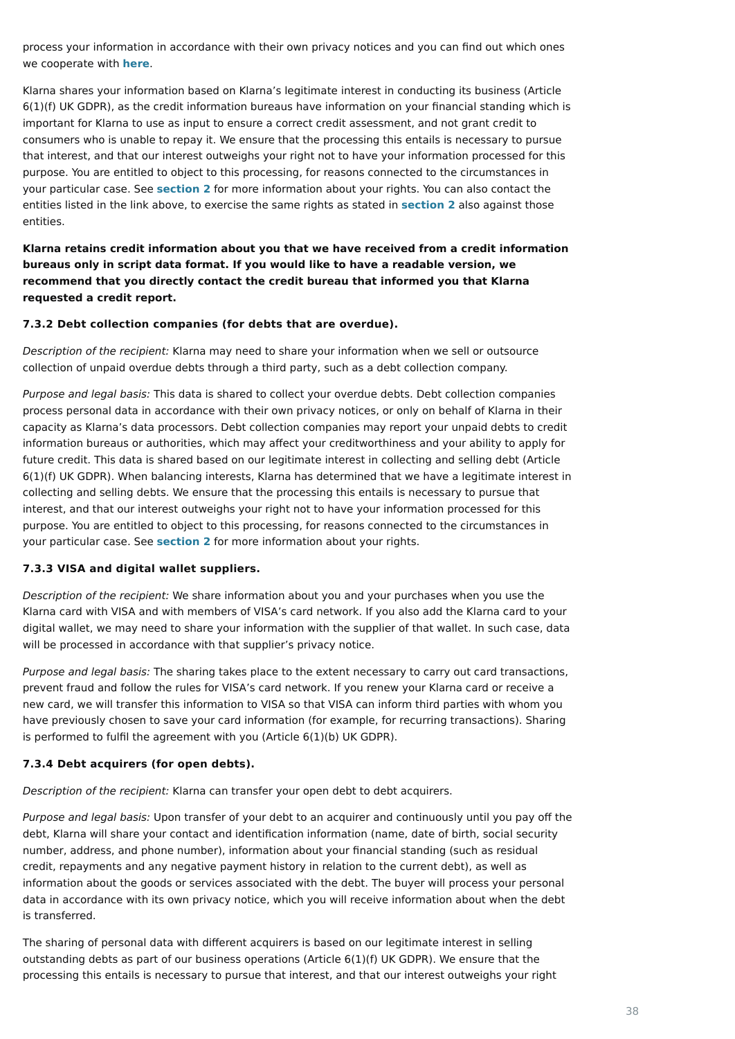process your information in accordance with their own privacy notices and you can find out which ones we cooperate with **here**.

Klarna shares your information based on Klarna's legitimate interest in conducting its business (Article 6(1)(f) UK GDPR), as the credit information bureaus have information on your financial standing which is important for Klarna to use as input to ensure a correct credit assessment, and not grant credit to consumers who is unable to repay it. We ensure that the processing this entails is necessary to pursue that interest, and that our interest outweighs your right not to have your information processed for this purpose. You are entitled to object to this processing, for reasons connected to the circumstances in your particular case. See **section 2** for more information about your rights. You can also contact the entities listed in the link above, to exercise the same rights as stated in **section 2** also against those entities.

**Klarna retains credit information about you that we have received from a credit information bureaus only in script data format. If you would like to have a readable version, we recommend that you directly contact the credit bureau that informed you that Klarna requested a credit report.**

#### 7.3.2 Debt collection companies (for debts that are overdue).

*Description of the recipient:* Klarna may need to share your information when we sell or outsource collection of unpaid overdue debts through a third party, such as a debt collection company.

*Purpose and legal basis:* This data is shared to collect your overdue debts. Debt collection companies process personal data in accordance with their own privacy notices, or only on behalf of Klarna in their capacity as Klarna's data processors. Debt collection companies may report your unpaid debts to credit information bureaus or authorities, which may affect your creditworthiness and your ability to apply for future credit. This data is shared based on our legitimate interest in collecting and selling debt (Article 6(1)(f) UK GDPR). When balancing interests, Klarna has determined that we have a legitimate interest in collecting and selling debts. We ensure that the processing this entails is necessary to pursue that interest, and that our interest outweighs your right not to have your information processed for this purpose. You are entitled to object to this processing, for reasons connected to the circumstances in your particular case. See **section 2** for more information about your rights.

#### 7.3.3 VISA and digital wallet suppliers.

*Description of the recipient:* We share information about you and your purchases when you use the Klarna card with VISA and with members of VISA's card network. If you also add the Klarna card to your digital wallet, we may need to share your information with the supplier of that wallet. In such case, data will be processed in accordance with that supplier's privacy notice.

*Purpose and legal basis:* The sharing takes place to the extent necessary to carry out card transactions, prevent fraud and follow the rules for VISA's card network. If you renew your Klarna card or receive a new card, we will transfer this information to VISA so that VISA can inform third parties with whom you have previously chosen to save your card information (for example, for recurring transactions). Sharing is performed to fulfil the agreement with you (Article 6(1)(b) UK GDPR).

#### 7.3.4 Debt acquirers (for open debts).

*Description of the recipient:* Klarna can transfer your open debt to debt acquirers.

*Purpose and legal basis:* Upon transfer of your debt to an acquirer and continuously until you pay off the debt, Klarna will share your contact and identification information (name, date of birth, social security number, address, and phone number), information about your financial standing (such as residual credit, repayments and any negative payment history in relation to the current debt), as well as information about the goods or services associated with the debt. The buyer will process your personal data in accordance with its own privacy notice, which you will receive information about when the debt is transferred.

The sharing of personal data with different acquirers is based on our legitimate interest in selling outstanding debts as part of our business operations (Article 6(1)(f) UK GDPR). We ensure that the processing this entails is necessary to pursue that interest, and that our interest outweighs your right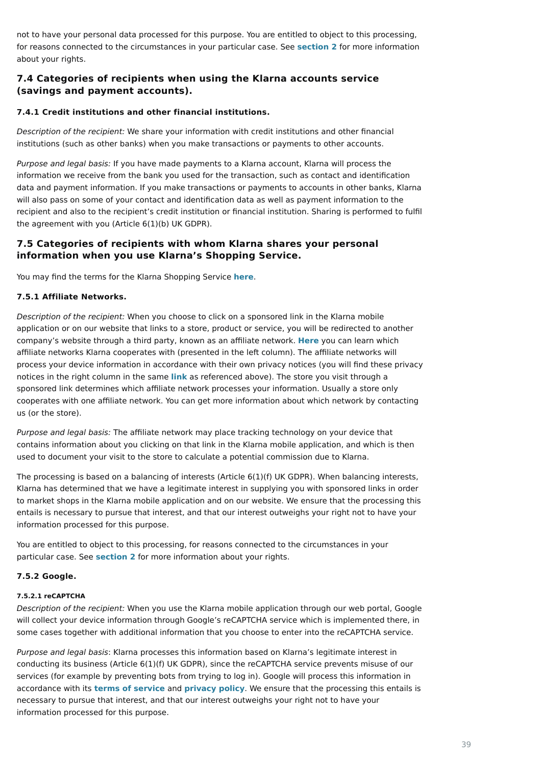not to have your personal data processed for this purpose. You are entitled to object to this processing, for reasons connected to the circumstances in your particular case. See **section 2** for more information about your rights.

## 7.4 Categories of recipients when using the Klarna accounts service (savings and payment accounts).

#### 7.4.1 Credit institutions and other financial institutions.

*Description of the recipient:* We share your information with credit institutions and other financial institutions (such as other banks) when you make transactions or payments to other accounts.

*Purpose and legal basis:* If you have made payments to a Klarna account, Klarna will process the information we receive from the bank you used for the transaction, such as contact and identification data and payment information. If you make transactions or payments to accounts in other banks, Klarna will also pass on some of your contact and identification data as well as payment information to the recipient and also to the recipient's credit institution or financial institution. Sharing is performed to fulfil the agreement with you (Article 6(1)(b) UK GDPR).

## 7.5 Categories of recipients with whom Klarna shares your personal information when you use Klarna's Shopping Service.

You may find the terms for the Klarna Shopping Service **here**.

#### 7.5.1 Affiliate Networks.

*Description of the recipient:* When you choose to click on a sponsored link in the Klarna mobile application or on our website that links to a store, product or service, you will be redirected to another company's website through a third party, known as an affiliate network. **Here** you can learn which affiliate networks Klarna cooperates with (presented in the left column). The affiliate networks will process your device information in accordance with their own privacy notices (you will find these privacy notices in the right column in the same **link** as referenced above). The store you visit through a sponsored link determines which affiliate network processes your information. Usually a store only cooperates with one affiliate network. You can get more information about which network by contacting us (or the store).

*Purpose and legal basis:* The affiliate network may place tracking technology on your device that contains information about you clicking on that link in the Klarna mobile application, and which is then used to document your visit to the store to calculate a potential commission due to Klarna.

The processing is based on a balancing of interests (Article 6(1)(f) UK GDPR). When balancing interests, Klarna has determined that we have a legitimate interest in supplying you with sponsored links in order to market shops in the Klarna mobile application and on our website. We ensure that the processing this entails is necessary to pursue that interest, and that our interest outweighs your right not to have your information processed for this purpose.

You are entitled to object to this processing, for reasons connected to the circumstances in your particular case. See **section 2** for more information about your rights.

#### 7.5.2 Google.

##### 7.5.2.1 reCAPTCHA

*Description of the recipient:* When you use the Klarna mobile application through our web portal, Google will collect your device information through Google's reCAPTCHA service which is implemented there, in some cases together with additional information that you choose to enter into the reCAPTCHA service.

*Purpose and legal basis*: Klarna processes this information based on Klarna's legitimate interest in conducting its business (Article 6(1)(f) UK GDPR), since the reCAPTCHA service prevents misuse of our services (for example by preventing bots from trying to log in). Google will process this information in accordance with its **terms of service** and **privacy policy**. We ensure that the processing this entails is necessary to pursue that interest, and that our interest outweighs your right not to have your information processed for this purpose.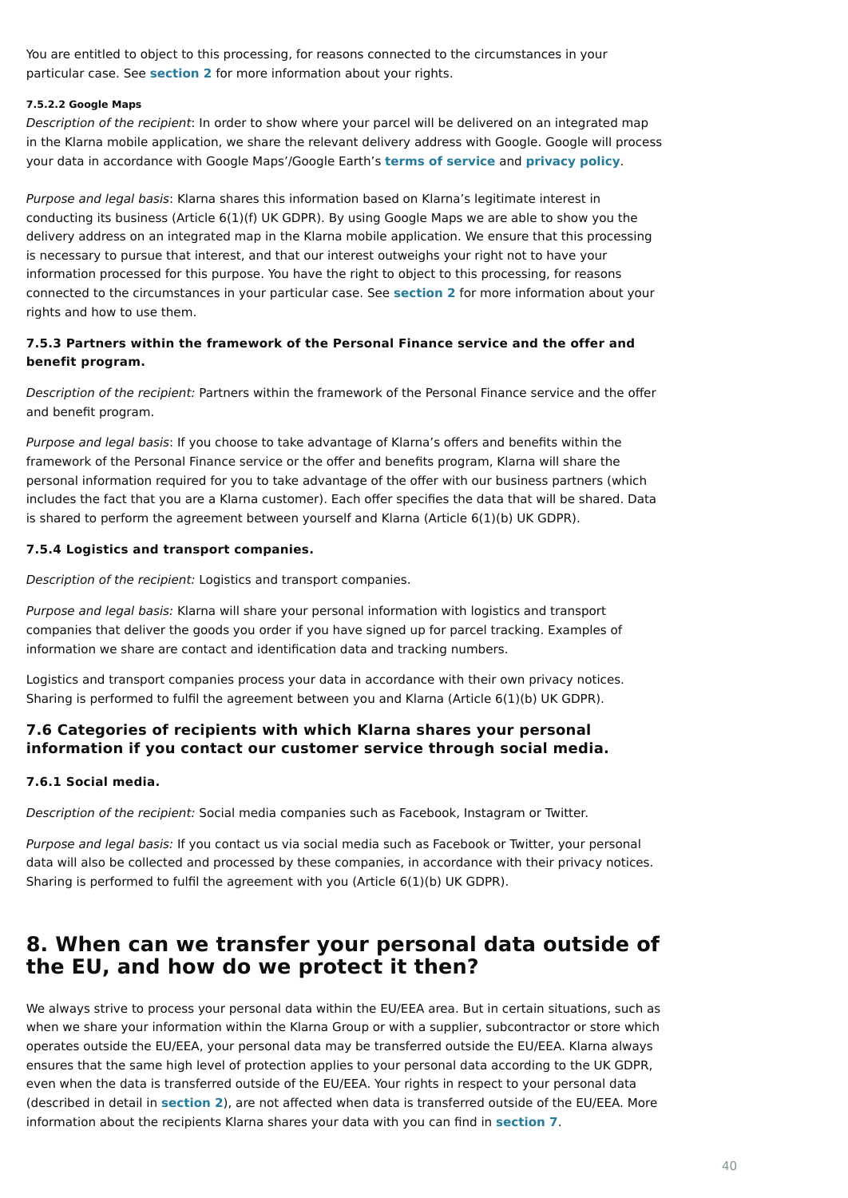You are entitled to object to this processing, for reasons connected to the circumstances in your particular case. See **section 2** for more information about your rights.

##### 7.5.2.2 Google Maps

*Description of the recipient*: In order to show where your parcel will be delivered on an integrated map in the Klarna mobile application, we share the relevant delivery address with Google. Google will process your data in accordance with Google Maps'/Google Earth's **terms of service** and **privacy policy**.

*Purpose and legal basis*: Klarna shares this information based on Klarna's legitimate interest in conducting its business (Article 6(1)(f) UK GDPR). By using Google Maps we are able to show you the delivery address on an integrated map in the Klarna mobile application. We ensure that this processing is necessary to pursue that interest, and that our interest outweighs your right not to have your information processed for this purpose. You have the right to object to this processing, for reasons connected to the circumstances in your particular case. See **section 2** for more information about your rights and how to use them.

#### 7.5.3 Partners within the framework of the Personal Finance service and the offer and benefit program.

*Description of the recipient:* Partners within the framework of the Personal Finance service and the offer and benefit program.

*Purpose and legal basis*: If you choose to take advantage of Klarna's offers and benefits within the framework of the Personal Finance service or the offer and benefits program, Klarna will share the personal information required for you to take advantage of the offer with our business partners (which includes the fact that you are a Klarna customer). Each offer specifies the data that will be shared. Data is shared to perform the agreement between yourself and Klarna (Article 6(1)(b) UK GDPR).

#### 7.5.4 Logistics and transport companies.

*Description of the recipient:* Logistics and transport companies.

*Purpose and legal basis:* Klarna will share your personal information with logistics and transport companies that deliver the goods you order if you have signed up for parcel tracking. Examples of information we share are contact and identification data and tracking numbers.

Logistics and transport companies process your data in accordance with their own privacy notices. Sharing is performed to fulfil the agreement between you and Klarna (Article 6(1)(b) UK GDPR).

### 7.6 Categories of recipients with which Klarna shares your personal information if you contact our customer service through social media.

#### 7.6.1 Social media.

*Description of the recipient:* Social media companies such as Facebook, Instagram or Twitter.

*Purpose and legal basis:* If you contact us via social media such as Facebook or Twitter, your personal data will also be collected and processed by these companies, in accordance with their privacy notices. Sharing is performed to fulfil the agreement with you (Article 6(1)(b) UK GDPR).

## 8. When can we transfer your personal data outside of the EU, and how do we protect it then?

We always strive to process your personal data within the EU/EEA area. But in certain situations, such as when we share your information within the Klarna Group or with a supplier, subcontractor or store which operates outside the EU/EEA, your personal data may be transferred outside the EU/EEA. Klarna always ensures that the same high level of protection applies to your personal data according to the UK GDPR, even when the data is transferred outside of the EU/EEA. Your rights in respect to your personal data (described in detail in **section 2**), are not affected when data is transferred outside of the EU/EEA. More information about the recipients Klarna shares your data with you can find in **section 7**.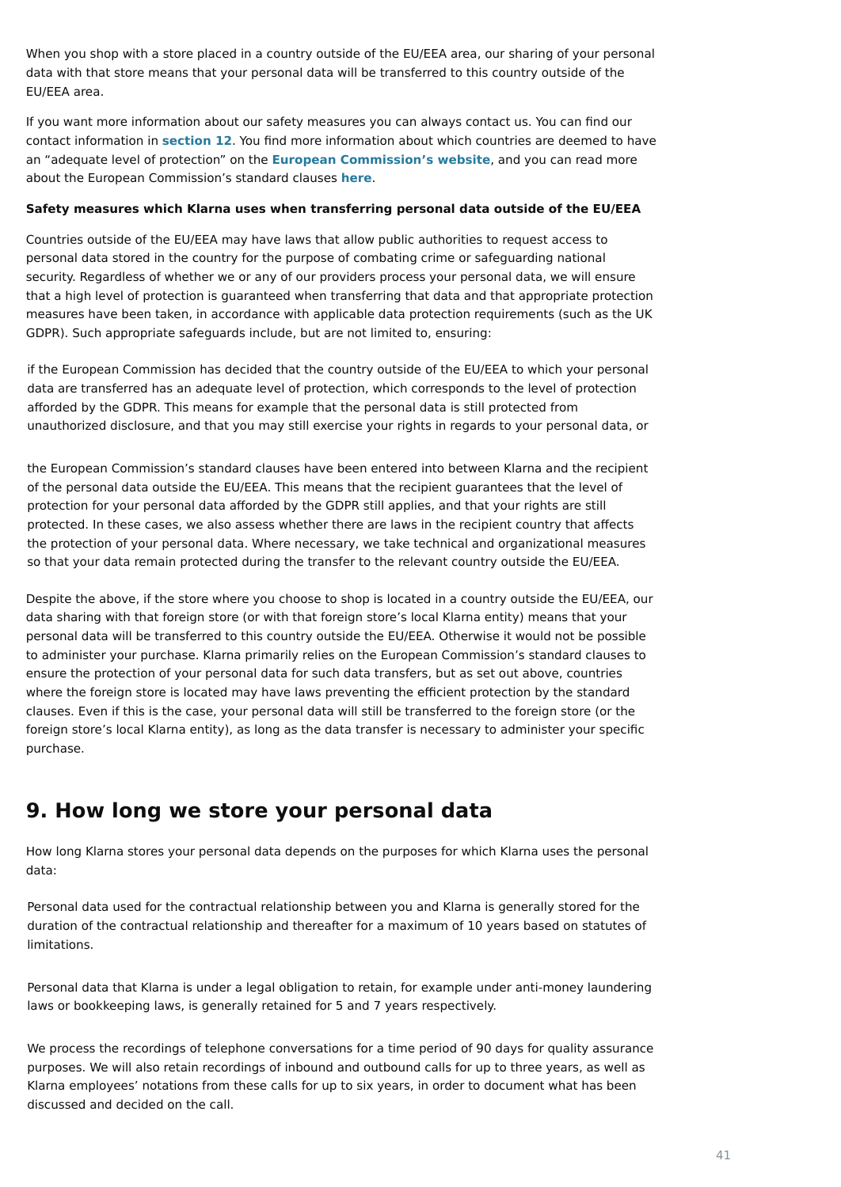When you shop with a store placed in a country outside of the EU/EEA area, our sharing of your personal data with that store means that your personal data will be transferred to this country outside of the EU/EEA area.

If you want more information about our safety measures you can always contact us. You can find our contact information in **section 12**. You find more information about which countries are deemed to have an "adequate level of protection" on the **European Commission's website**, and you can read more about the European Commission's standard clauses **here**.

**Safety measures which Klarna uses when transferring personal data outside of the EU/EEA**

Countries outside of the EU/EEA may have laws that allow public authorities to request access to personal data stored in the country for the purpose of combating crime or safeguarding national security. Regardless of whether we or any of our providers process your personal data, we will ensure that a high level of protection is guaranteed when transferring that data and that appropriate protection measures have been taken, in accordance with applicable data protection requirements (such as the UK GDPR). Such appropriate safeguards include, but are not limited to, ensuring:

if the European Commission has decided that the country outside of the EU/EEA to which your personal data are transferred has an adequate level of protection, which corresponds to the level of protection afforded by the GDPR. This means for example that the personal data is still protected from unauthorized disclosure, and that you may still exercise your rights in regards to your personal data, or

the European Commission's standard clauses have been entered into between Klarna and the recipient of the personal data outside the EU/EEA. This means that the recipient guarantees that the level of protection for your personal data afforded by the GDPR still applies, and that your rights are still protected. In these cases, we also assess whether there are laws in the recipient country that affects the protection of your personal data. Where necessary, we take technical and organizational measures so that your data remain protected during the transfer to the relevant country outside the EU/EEA.

Despite the above, if the store where you choose to shop is located in a country outside the EU/EEA, our data sharing with that foreign store (or with that foreign store's local Klarna entity) means that your personal data will be transferred to this country outside the EU/EEA. Otherwise it would not be possible to administer your purchase. Klarna primarily relies on the European Commission's standard clauses to ensure the protection of your personal data for such data transfers, but as set out above, countries where the foreign store is located may have laws preventing the efficient protection by the standard clauses. Even if this is the case, your personal data will still be transferred to the foreign store (or the foreign store's local Klarna entity), as long as the data transfer is necessary to administer your specific purchase.

## 9. How long we store your personal data

How long Klarna stores your personal data depends on the purposes for which Klarna uses the personal data:

Personal data used for the contractual relationship between you and Klarna is generally stored for the duration of the contractual relationship and thereafter for a maximum of 10 years based on statutes of limitations.

Personal data that Klarna is under a legal obligation to retain, for example under anti-money laundering laws or bookkeeping laws, is generally retained for 5 and 7 years respectively.

We process the recordings of telephone conversations for a time period of 90 days for quality assurance purposes. We will also retain recordings of inbound and outbound calls for up to three years, as well as Klarna employees' notations from these calls for up to six years, in order to document what has been discussed and decided on the call.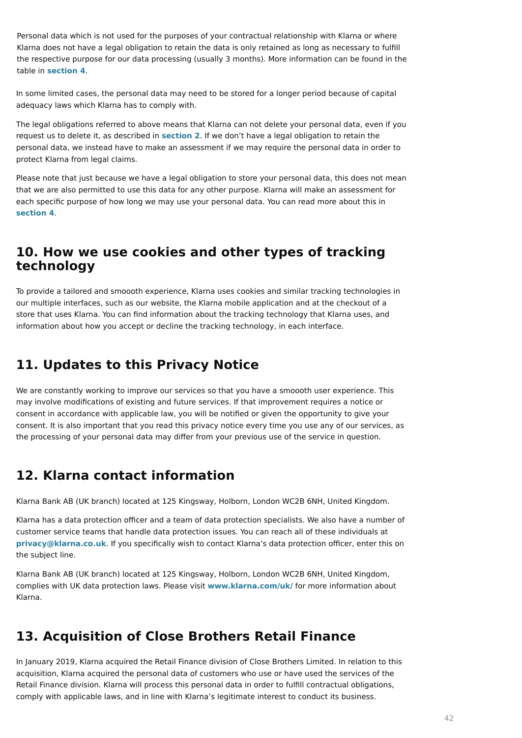Personal data which is not used for the purposes of your contractual relationship with Klarna or where Klarna does not have a legal obligation to retain the data is only retained as long as necessary to fulfill the respective purpose for our data processing (usually 3 months). More information can be found in the table in **section 4**.

In some limited cases, the personal data may need to be stored for a longer period because of capital adequacy laws which Klarna has to comply with.

The legal obligations referred to above means that Klarna can not delete your personal data, even if you request us to delete it, as described in **section 2**. If we don't have a legal obligation to retain the personal data, we instead have to make an assessment if we may require the personal data in order to protect Klarna from legal claims.

Please note that just because we have a legal obligation to store your personal data, this does not mean that we are also permitted to use this data for any other purpose. Klarna will make an assessment for each specific purpose of how long we may use your personal data. You can read more about this in **section 4**.

## 10. How we use cookies and other types of tracking technology

To provide a tailored and smoooth experience, Klarna uses cookies and similar tracking technologies in our multiple interfaces, such as our website, the Klarna mobile application and at the checkout of a store that uses Klarna. You can find information about the tracking technology that Klarna uses, and information about how you accept or decline the tracking technology, in each interface.

## 11. Updates to this Privacy Notice

We are constantly working to improve our services so that you have a smoooth user experience. This may involve modifications of existing and future services. If that improvement requires a notice or consent in accordance with applicable law, you will be notified or given the opportunity to give your consent. It is also important that you read this privacy notice every time you use any of our services, as the processing of your personal data may differ from your previous use of the service in question.

## 12. Klarna contact information

Klarna Bank AB (UK branch) located at 125 Kingsway, Holborn, London WC2B 6NH, United Kingdom.

Klarna has a data protection officer and a team of data protection specialists. We also have a number of customer service teams that handle data protection issues. You can reach all of these individuals at **privacy@klarna.co.uk**. If you specifically wish to contact Klarna's data protection officer, enter this on the subject line.

Klarna Bank AB (UK branch) located at 125 Kingsway, Holborn, London WC2B 6NH, United Kingdom, complies with UK data protection laws. Please visit **www.klarna.com/uk/** for more information about Klarna.

## 13. Acquisition of Close Brothers Retail Finance

In January 2019, Klarna acquired the Retail Finance division of Close Brothers Limited. In relation to this acquisition, Klarna acquired the personal data of customers who use or have used the services of the Retail Finance division. Klarna will process this personal data in order to fulfill contractual obligations, comply with applicable laws, and in line with Klarna's legitimate interest to conduct its business.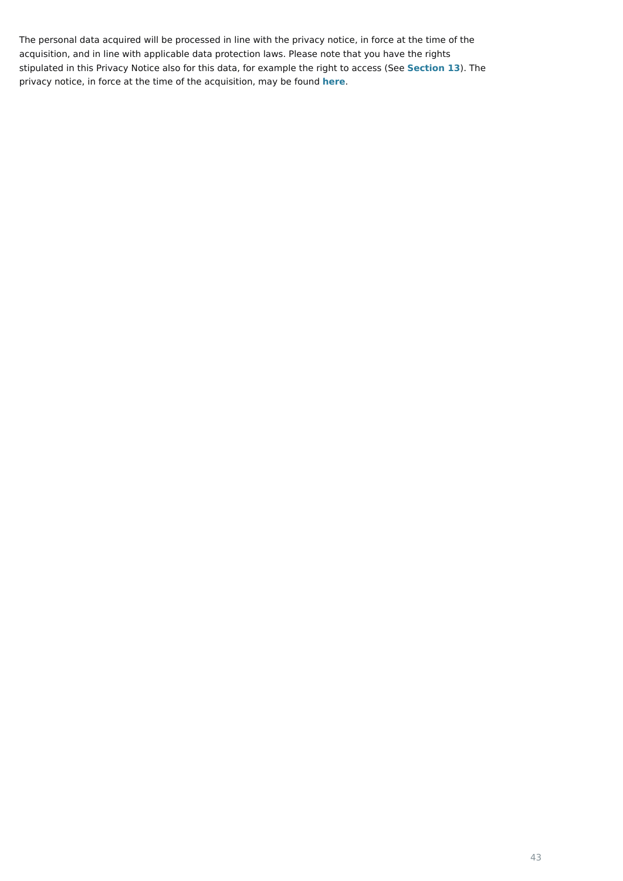The personal data acquired will be processed in line with the privacy notice, in force at the time of the acquisition, and in line with applicable data protection laws. Please note that you have the rights stipulated in this Privacy Notice also for this data, for example the right to access (See **Section 13**). The privacy notice, in force at the time of the acquisition, may be found **here**.